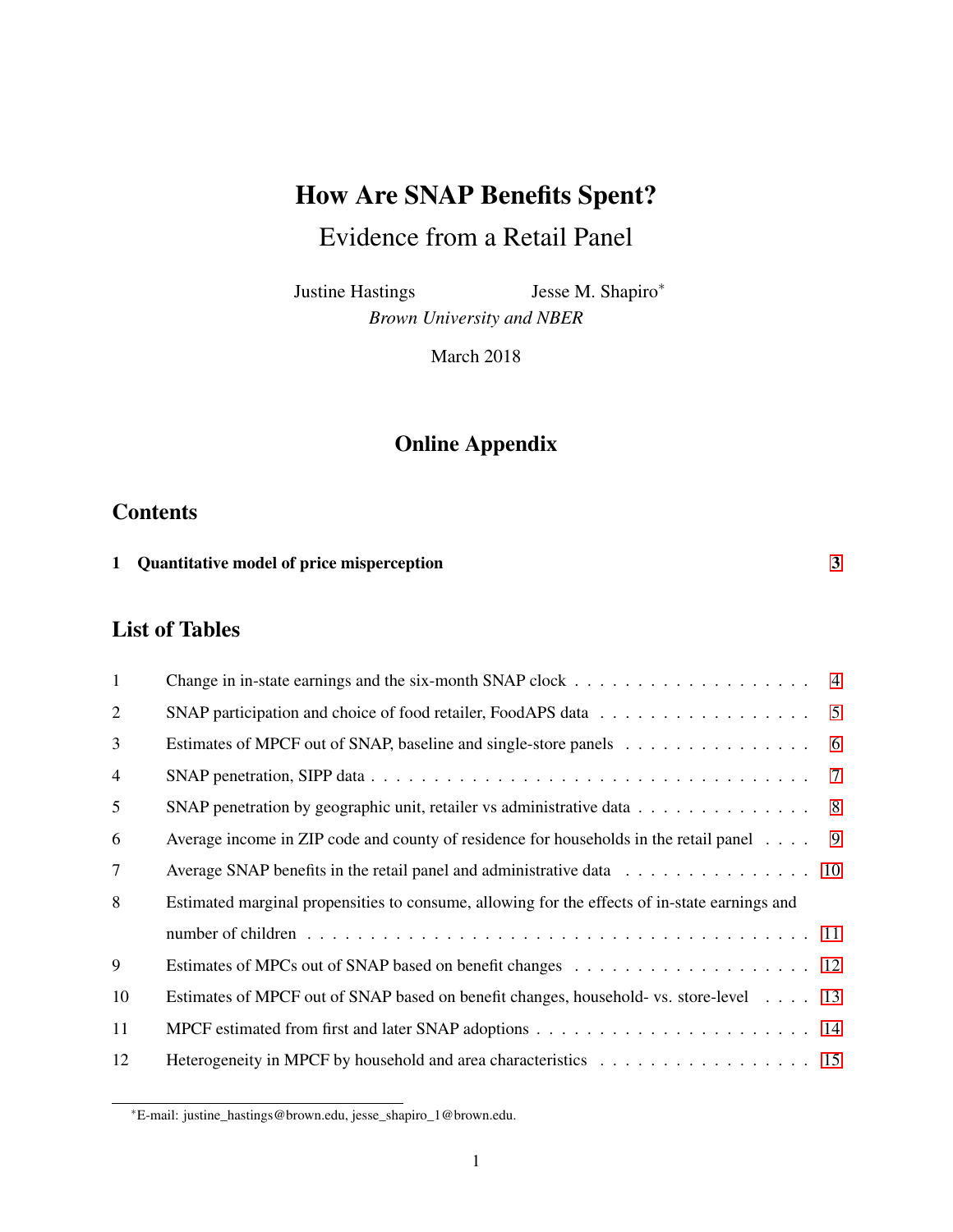# How Are SNAP Benefits Spent?

## Evidence from a Retail Panel

Justine Hastings Jesse M. Shapiro[*]

*Brown University and NBER*

March 2018

## Online Appendix

## Contents

1 **Quantitative model of price misperception** 3

## List of Tables

| | | |
|---|---|---|
| 1 | Change in in-state earnings and the six-month SNAP clock | 4 |
| 2 | SNAP participation and choice of food retailer, FoodAPS data | 5 |
| 3 | Estimates of MPCF out of SNAP, baseline and single-store panels | 6 |
| 4 | SNAP penetration, SIPP data | 7 |
| 5 | SNAP penetration by geographic unit, retailer vs administrative data | 8 |
| 6 | Average income in ZIP code and county of residence for households in the retail panel | 9 |
| 7 | Average SNAP benefits in the retail panel and administrative data | 10 |
| 8 | Estimated marginal propensities to consume, allowing for the effects of in-state earnings and number of children | 11 |
| 9 | Estimates of MPCs out of SNAP based on benefit changes | 12 |
| 10 | Estimates of MPCF out of SNAP based on benefit changes, household- vs. store-level | 13 |
| 11 | MPCF estimated from first and later SNAP adoptions | 14 |
| 12 | Heterogeneity in MPCF by household and area characteristics | 15 |

[*]E-mail: justine_hastings@brown.edu, jesse_shapiro_1@brown.edu.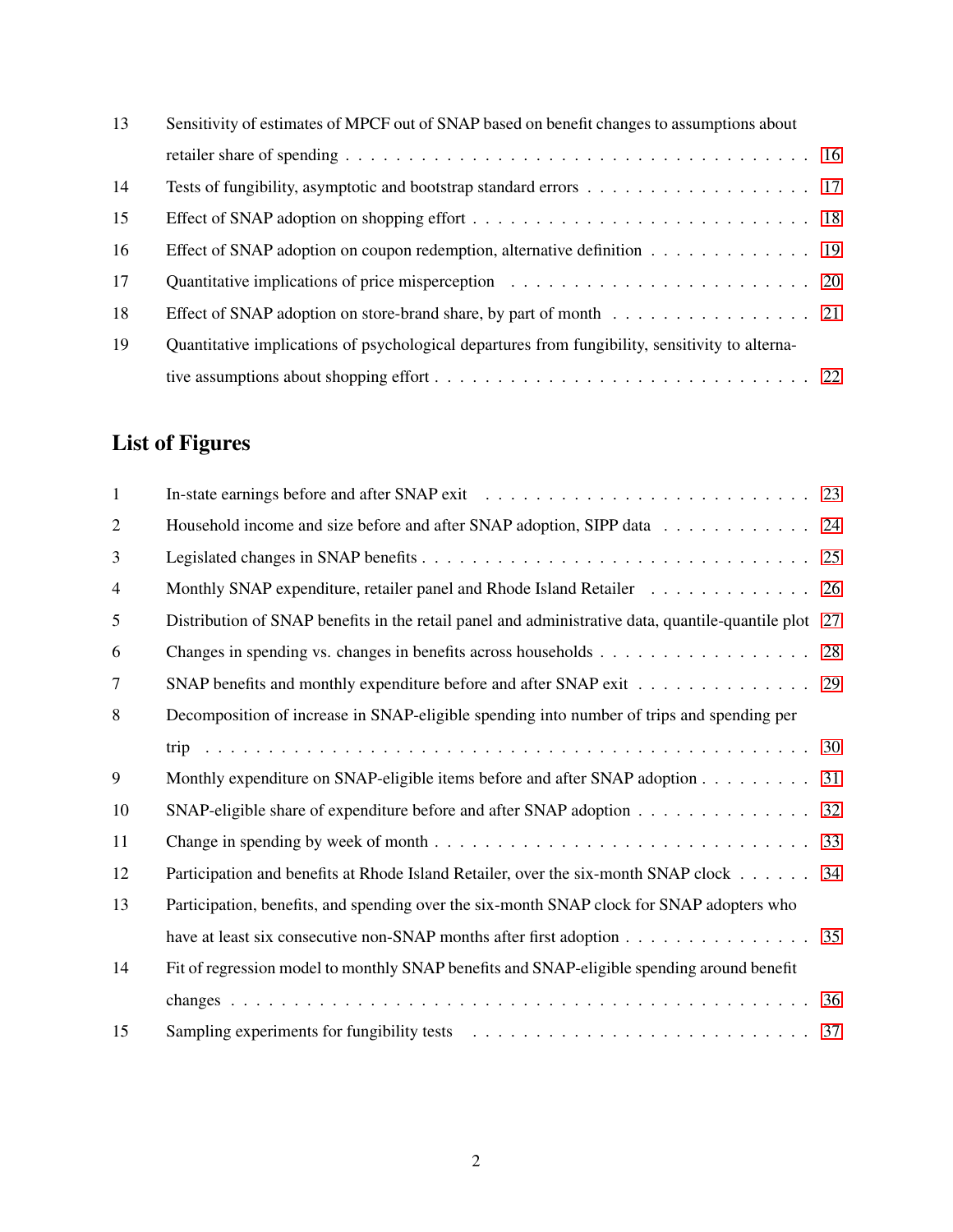| | | |
|---|---|---|
| 13 | Sensitivity of estimates of MPCF out of SNAP based on benefit changes to assumptions about retailer share of spending | 16 |
| 14 | Tests of fungibility, asymptotic and bootstrap standard errors | 17 |
| 15 | Effect of SNAP adoption on shopping effort | 18 |
| 16 | Effect of SNAP adoption on coupon redemption, alternative definition | 19 |
| 17 | Quantitative implications of price misperception | 20 |
| 18 | Effect of SNAP adoption on store-brand share, by part of month | 21 |
| 19 | Quantitative implications of psychological departures from fungibility, sensitivity to alternative assumptions about shopping effort | 22 |

## List of Figures

| | | |
|---|---|---|
| 1 | In-state earnings before and after SNAP exit | 23 |
| 2 | Household income and size before and after SNAP adoption, SIPP data | 24 |
| 3 | Legislated changes in SNAP benefits | 25 |
| 4 | Monthly SNAP expenditure, retailer panel and Rhode Island Retailer | 26 |
| 5 | Distribution of SNAP benefits in the retail panel and administrative data, quantile-quantile plot | 27 |
| 6 | Changes in spending vs. changes in benefits across households | 28 |
| 7 | SNAP benefits and monthly expenditure before and after SNAP exit | 29 |
| 8 | Decomposition of increase in SNAP-eligible spending into number of trips and spending per trip | 30 |
| 9 | Monthly expenditure on SNAP-eligible items before and after SNAP adoption | 31 |
| 10 | SNAP-eligible share of expenditure before and after SNAP adoption | 32 |
| 11 | Change in spending by week of month | 33 |
| 12 | Participation and benefits at Rhode Island Retailer, over the six-month SNAP clock | 34 |
| 13 | Participation, benefits, and spending over the six-month SNAP clock for SNAP adopters who have at least six consecutive non-SNAP months after first adoption | 35 |
| 14 | Fit of regression model to monthly SNAP benefits and SNAP-eligible spending around benefit changes | 36 |
| 15 | Sampling experiments for fungibility tests | 37 |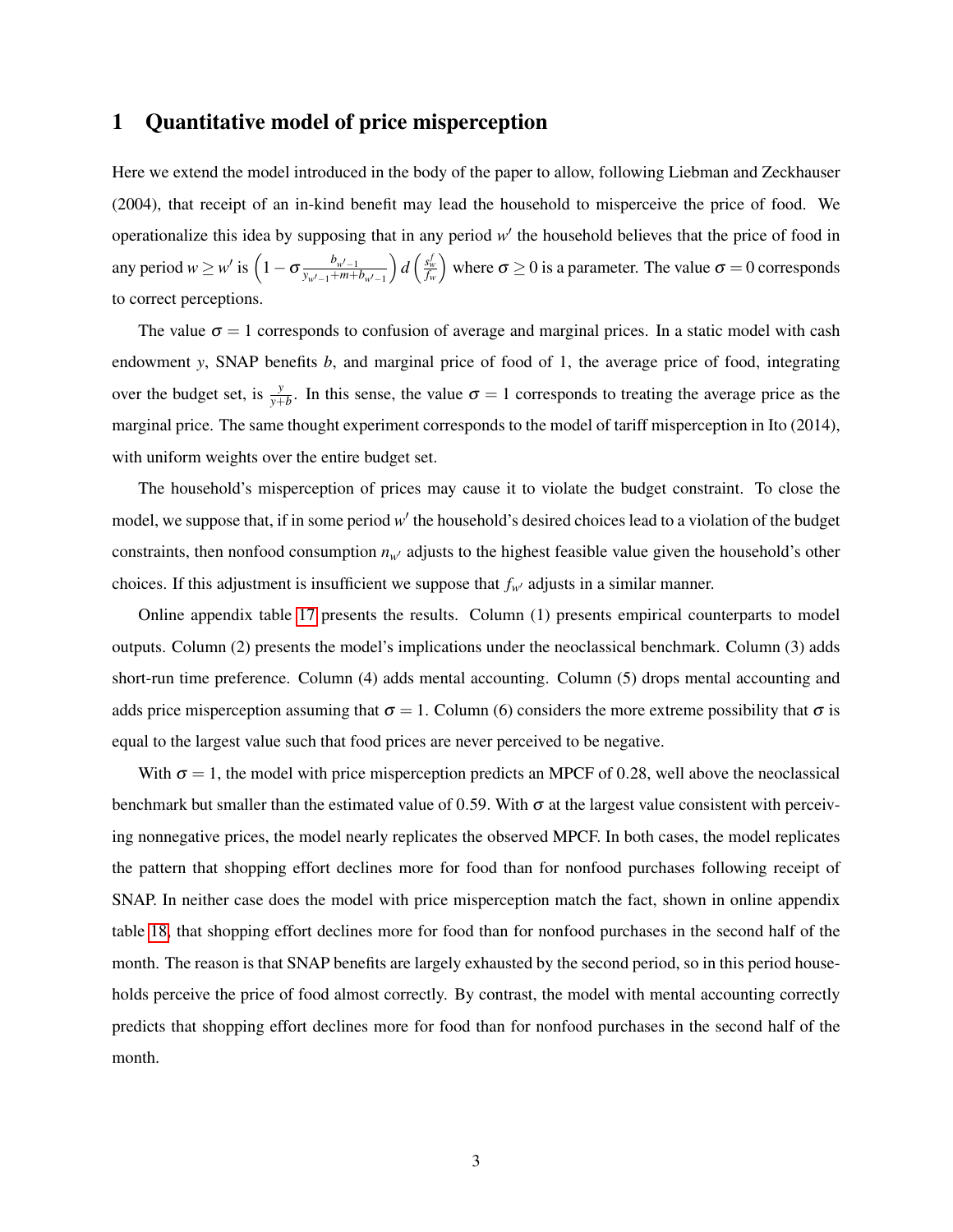# 1 Quantitative model of price misperception

Here we extend the model introduced in the body of the paper to allow, following Liebman and Zeckhauser (2004), that receipt of an in-kind benefit may lead the household to misperceive the price of food. We operationalize this idea by supposing that in any period $w'$ the household believes that the price of food in any period $w \geq w'$ is $\left(1 - \sigma \frac{b_{w'-1}}{y_{w'-1}+m+b_{w'-1}}\right) d\left(\frac{s_w^f}{f_w}\right)$ where $\sigma \geq 0$ is a parameter. The value $\sigma = 0$ corresponds to correct perceptions.

The value $\sigma = 1$ corresponds to confusion of average and marginal prices. In a static model with cash endowment $y$, SNAP benefits $b$, and marginal price of food of 1, the average price of food, integrating over the budget set, is $\frac{y}{y+b}$. In this sense, the value $\sigma = 1$ corresponds to treating the average price as the marginal price. The same thought experiment corresponds to the model of tariff misperception in Ito (2014), with uniform weights over the entire budget set.

The household's misperception of prices may cause it to violate the budget constraint. To close the model, we suppose that, if in some period $w'$ the household's desired choices lead to a violation of the budget constraints, then nonfood consumption $n_{w'}$ adjusts to the highest feasible value given the household's other choices. If this adjustment is insufficient we suppose that $f_{w'}$ adjusts in a similar manner.

Online appendix table 17 presents the results. Column (1) presents empirical counterparts to model outputs. Column (2) presents the model's implications under the neoclassical benchmark. Column (3) adds short-run time preference. Column (4) adds mental accounting. Column (5) drops mental accounting and adds price misperception assuming that $\sigma = 1$. Column (6) considers the more extreme possibility that $\sigma$ is equal to the largest value such that food prices are never perceived to be negative.

With $\sigma = 1$, the model with price misperception predicts an MPCF of 0.28, well above the neoclassical benchmark but smaller than the estimated value of 0.59. With $\sigma$ at the largest value consistent with perceiving nonnegative prices, the model nearly replicates the observed MPCF. In both cases, the model replicates the pattern that shopping effort declines more for food than for nonfood purchases following receipt of SNAP. In neither case does the model with price misperception match the fact, shown in online appendix table 18, that shopping effort declines more for food than for nonfood purchases in the second half of the month. The reason is that SNAP benefits are largely exhausted by the second period, so in this period households perceive the price of food almost correctly. By contrast, the model with mental accounting correctly predicts that shopping effort declines more for food than for nonfood purchases in the second half of the month.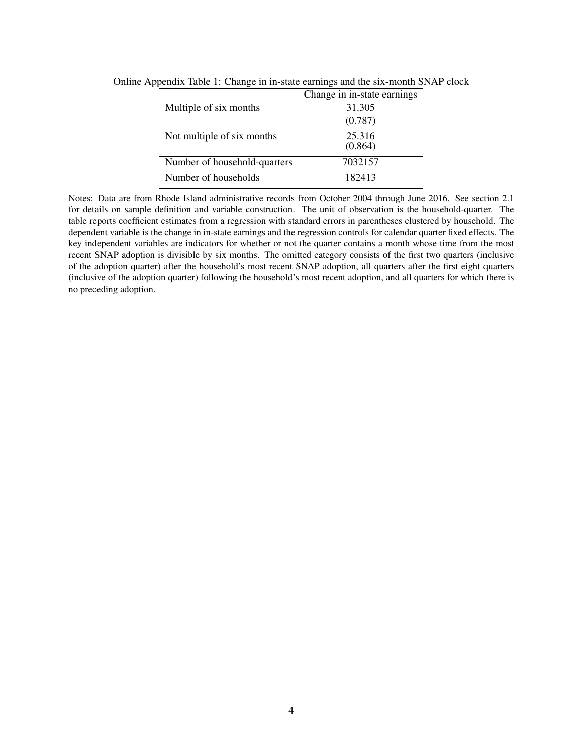Online Appendix Table 1: Change in in-state earnings and the six-month SNAP clock

| | Change in in-state earnings |
|---|---|
| Multiple of six months | 31.305 |
| | (0.787) |
| Not multiple of six months | 25.316 |
| | (0.864) |
| Number of household-quarters | 7032157 |
| Number of households | 182413 |

Notes: Data are from Rhode Island administrative records from October 2004 through June 2016. See section 2.1 for details on sample definition and variable construction. The unit of observation is the household-quarter. The table reports coefficient estimates from a regression with standard errors in parentheses clustered by household. The dependent variable is the change in in-state earnings and the regression controls for calendar quarter fixed effects. The key independent variables are indicators for whether or not the quarter contains a month whose time from the most recent SNAP adoption is divisible by six months. The omitted category consists of the first two quarters (inclusive of the adoption quarter) after the household's most recent SNAP adoption, all quarters after the first eight quarters (inclusive of the adoption quarter) following the household's most recent adoption, and all quarters for which there is no preceding adoption.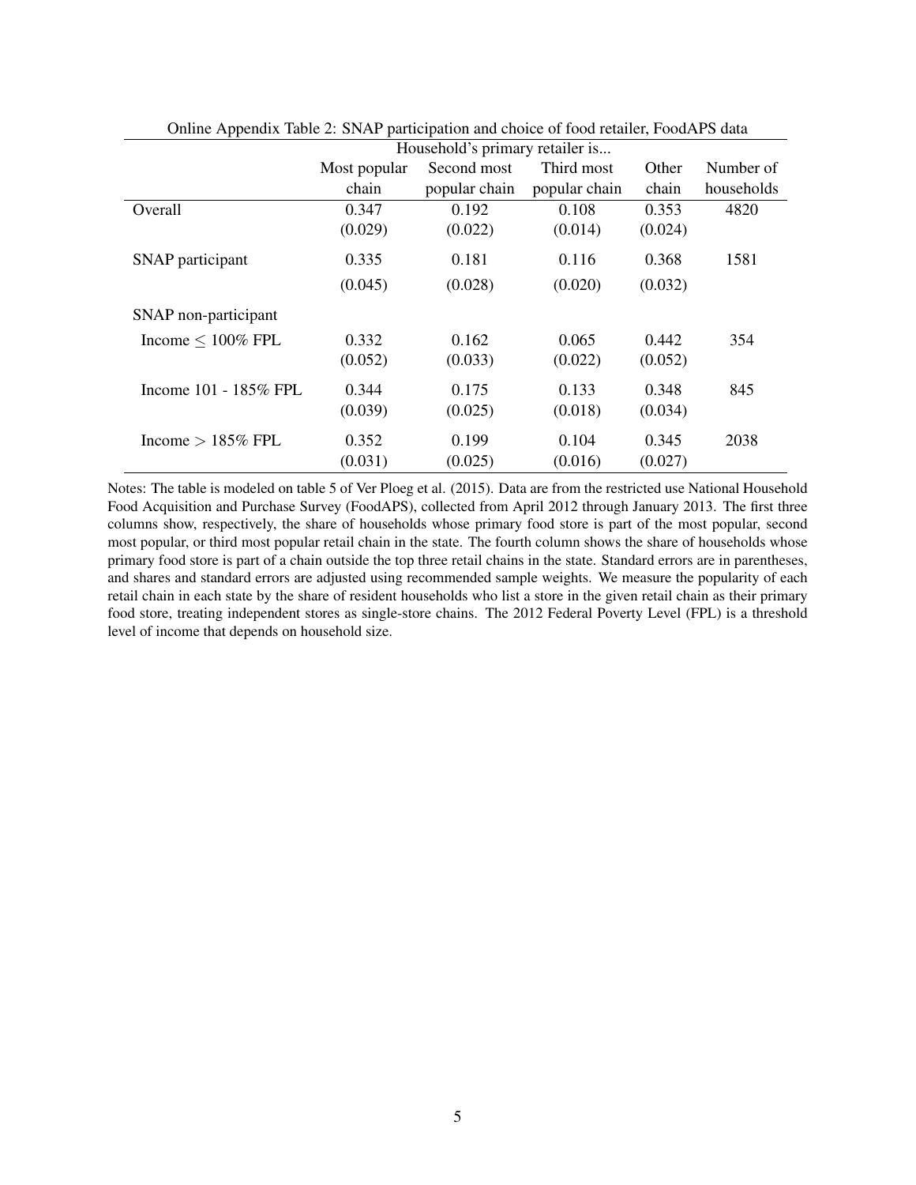Online Appendix Table 2: SNAP participation and choice of food retailer, FoodAPS data

| | Household's primary retailer is... | | | | |
|---|---|---|---|---|---|
| | Most popular chain | Second most popular chain | Third most popular chain | Other chain | Number of households |
| Overall | 0.347 | 0.192 | 0.108 | 0.353 | 4820 |
| | (0.029) | (0.022) | (0.014) | (0.024) | |
| SNAP participant | 0.335 | 0.181 | 0.116 | 0.368 | 1581 |
| | (0.045) | (0.028) | (0.020) | (0.032) | |
| SNAP non-participant | | | | | |
| Income $\leq$ 100% FPL | 0.332 | 0.162 | 0.065 | 0.442 | 354 |
| | (0.052) | (0.033) | (0.022) | (0.052) | |
| Income 101 - 185% FPL | 0.344 | 0.175 | 0.133 | 0.348 | 845 |
| | (0.039) | (0.025) | (0.018) | (0.034) | |
| Income $>$ 185% FPL | 0.352 | 0.199 | 0.104 | 0.345 | 2038 |
| | (0.031) | (0.025) | (0.016) | (0.027) | |

Notes: The table is modeled on table 5 of Ver Ploeg et al. (2015). Data are from the restricted use National Household Food Acquisition and Purchase Survey (FoodAPS), collected from April 2012 through January 2013. The first three columns show, respectively, the share of households whose primary food store is part of the most popular, second most popular, or third most popular retail chain in the state. The fourth column shows the share of households whose primary food store is part of a chain outside the top three retail chains in the state. Standard errors are in parentheses, and shares and standard errors are adjusted using recommended sample weights. We measure the popularity of each retail chain in each state by the share of resident households who list a store in the given retail chain as their primary food store, treating independent stores as single-store chains. The 2012 Federal Poverty Level (FPL) is a threshold level of income that depends on household size.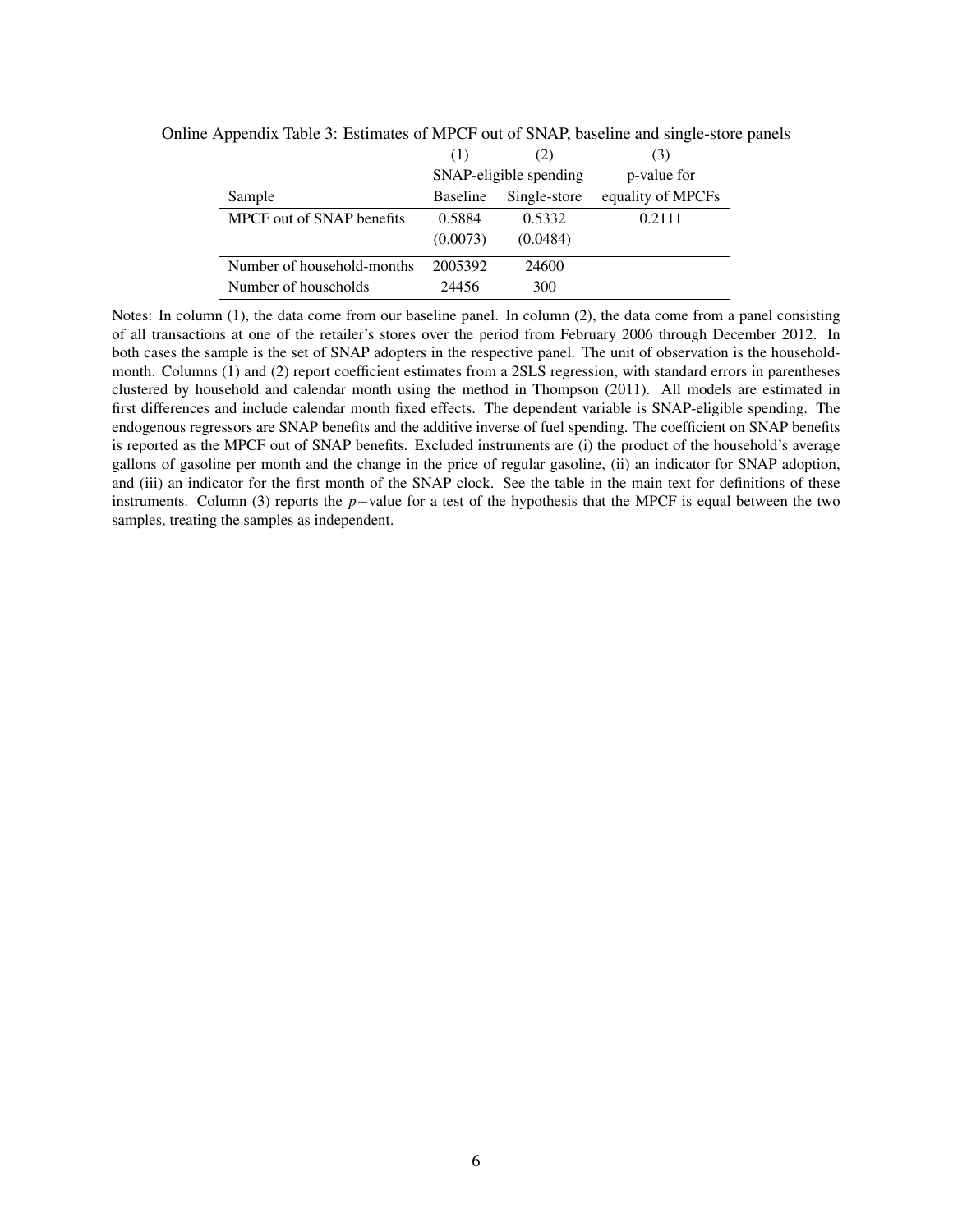Online Appendix Table 3: Estimates of MPCF out of SNAP, baseline and single-store panels

| | (1) | (2) | (3) |
|---|---|---|---|
| | SNAP-eligible spending | | p-value for |
| Sample | Baseline | Single-store | equality of MPCFs |
| MPCF out of SNAP benefits | 0.5884 | 0.5332 | 0.2111 |
| | (0.0073) | (0.0484) | |
| Number of household-months | 2005392 | 24600 | |
| Number of households | 24456 | 300 | |

Notes: In column (1), the data come from our baseline panel. In column (2), the data come from a panel consisting of all transactions at one of the retailer's stores over the period from February 2006 through December 2012. In both cases the sample is the set of SNAP adopters in the respective panel. The unit of observation is the household-month. Columns (1) and (2) report coefficient estimates from a 2SLS regression, with standard errors in parentheses clustered by household and calendar month using the method in Thompson (2011). All models are estimated in first differences and include calendar month fixed effects. The dependent variable is SNAP-eligible spending. The endogenous regressors are SNAP benefits and the additive inverse of fuel spending. The coefficient on SNAP benefits is reported as the MPCF out of SNAP benefits. Excluded instruments are (i) the product of the household's average gallons of gasoline per month and the change in the price of regular gasoline, (ii) an indicator for SNAP adoption, and (iii) an indicator for the first month of the SNAP clock. See the table in the main text for definitions of these instruments. Column (3) reports the $p-$value for a test of the hypothesis that the MPCF is equal between the two samples, treating the samples as independent.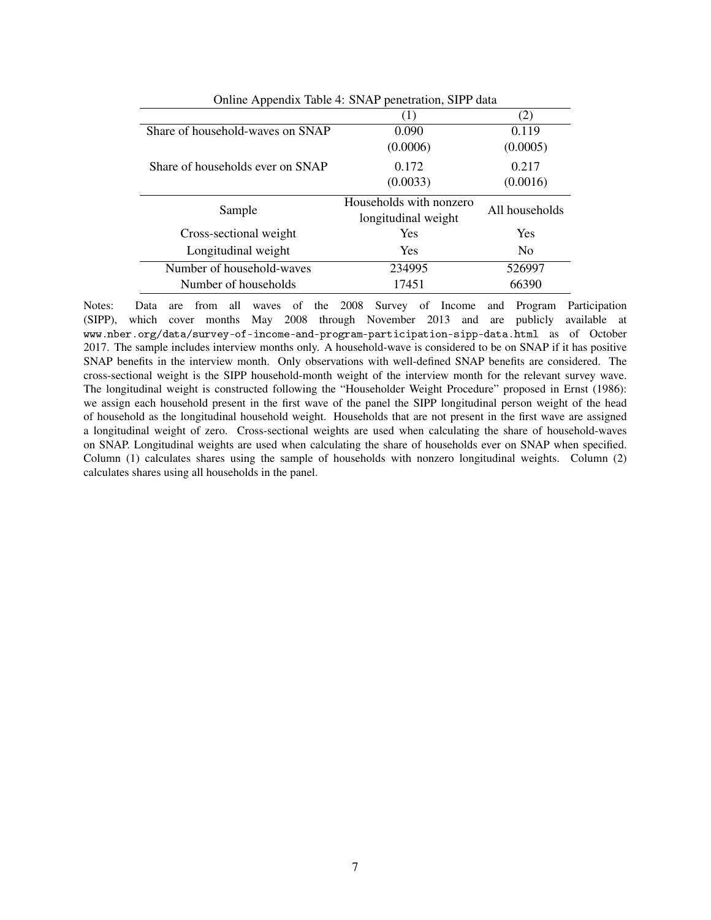Online Appendix Table 4: SNAP penetration, SIPP data

| | (1) | (2) |
|---|---|---|
| Share of household-waves on SNAP | 0.090 | 0.119 |
| | (0.0006) | (0.0005) |
| Share of households ever on SNAP | 0.172 | 0.217 |
| | (0.0033) | (0.0016) |
| Sample | Households with nonzero longitudinal weight | All households |
| Cross-sectional weight | Yes | Yes |
| Longitudinal weight | Yes | No |
| Number of household-waves | 234995 | 526997 |
| Number of households | 17451 | 66390 |

Notes: Data are from all waves of the 2008 Survey of Income and Program Participation (SIPP), which cover months May 2008 through November 2013 and are publicly available at `www.nber.org/data/survey-of-income-and-program-participation-sipp-data.html` as of October 2017. The sample includes interview months only. A household-wave is considered to be on SNAP if it has positive SNAP benefits in the interview month. Only observations with well-defined SNAP benefits are considered. The cross-sectional weight is the SIPP household-month weight of the interview month for the relevant survey wave. The longitudinal weight is constructed following the "Householder Weight Procedure" proposed in Ernst (1986): we assign each household present in the first wave of the panel the SIPP longitudinal person weight of the head of household as the longitudinal household weight. Households that are not present in the first wave are assigned a longitudinal weight of zero. Cross-sectional weights are used when calculating the share of household-waves on SNAP. Longitudinal weights are used when calculating the share of households ever on SNAP when specified. Column (1) calculates shares using the sample of households with nonzero longitudinal weights. Column (2) calculates shares using all households in the panel.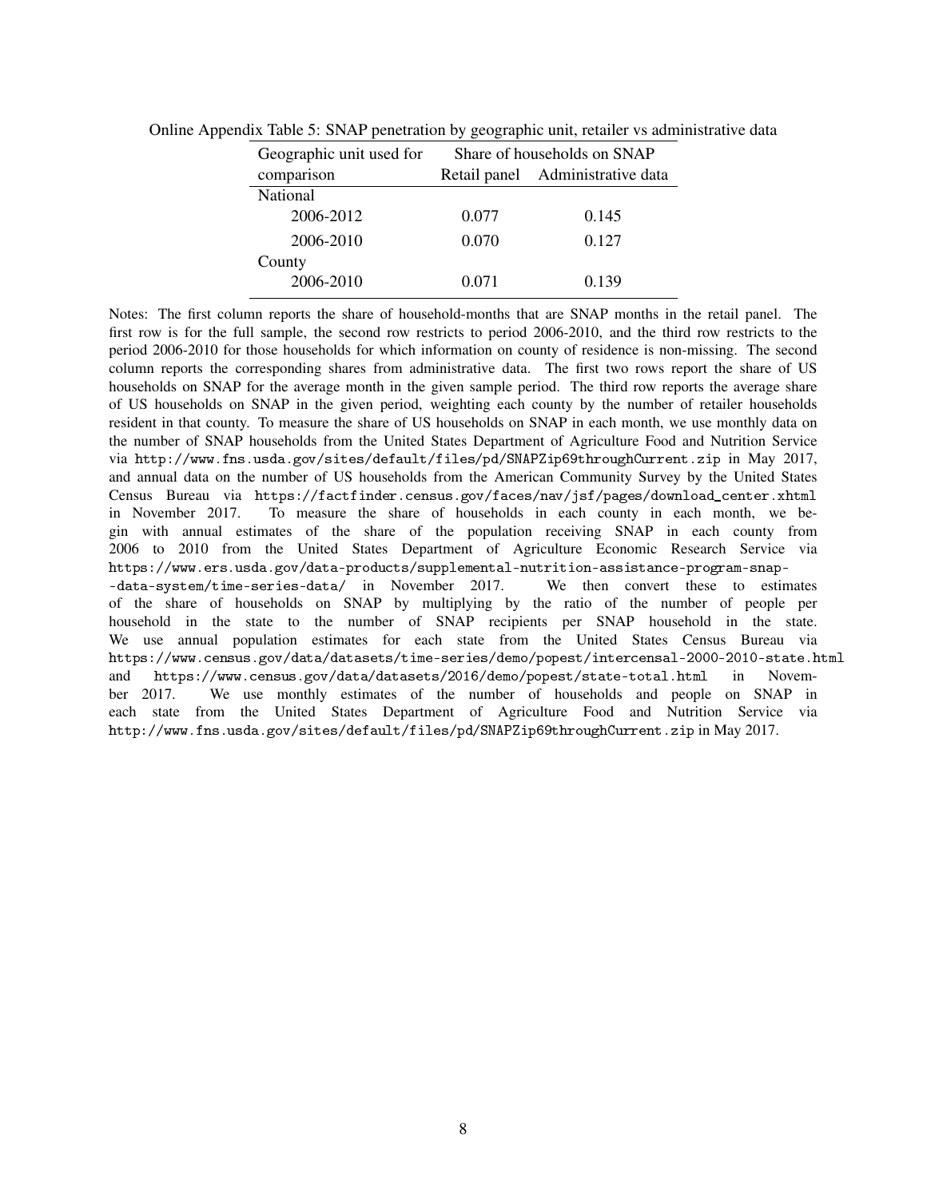Online Appendix Table 5: SNAP penetration by geographic unit, retailer vs administrative data

| Geographic unit used for comparison | Share of households on SNAP | |
|---|---|---|
| | Retail panel | Administrative data |
| National | | |
| 2006-2012 | 0.077 | 0.145 |
| 2006-2010 | 0.070 | 0.127 |
| County | | |
| 2006-2010 | 0.071 | 0.139 |

Notes: The first column reports the share of household-months that are SNAP months in the retail panel. The first row is for the full sample, the second row restricts to period 2006-2010, and the third row restricts to the period 2006-2010 for those households for which information on county of residence is non-missing. The second column reports the corresponding shares from administrative data. The first two rows report the share of US households on SNAP for the average month in the given sample period. The third row reports the average share of US households on SNAP in the given period, weighting each county by the number of retailer households resident in that county. To measure the share of US households on SNAP in each month, we use monthly data on the number of SNAP households from the United States Department of Agriculture Food and Nutrition Service via http://www.fns.usda.gov/sites/default/files/pd/SNAPZip69throughCurrent.zip in May 2017, and annual data on the number of US households from the American Community Survey by the United States Census Bureau via https://factfinder.census.gov/faces/nav/jsf/pages/download_center.xhtml in November 2017. To measure the share of households in each county in each month, we begin with annual estimates of the share of the population receiving SNAP in each county from 2006 to 2010 from the United States Department of Agriculture Economic Research Service via https://www.ers.usda.gov/data-products/supplemental-nutrition-assistance-program-snap--data-system/time-series-data/ in November 2017. We then convert these to estimates of the share of households on SNAP by multiplying by the ratio of the number of people per household in the state to the number of SNAP recipients per SNAP household in the state. We use annual population estimates for each state from the United States Census Bureau via https://www.census.gov/data/datasets/time-series/demo/popest/intercensal-2000-2010-state.html and https://www.census.gov/data/datasets/2016/demo/popest/state-total.html in November 2017. We use monthly estimates of the number of households and people on SNAP in each state from the United States Department of Agriculture Food and Nutrition Service via http://www.fns.usda.gov/sites/default/files/pd/SNAPZip69throughCurrent.zip in May 2017.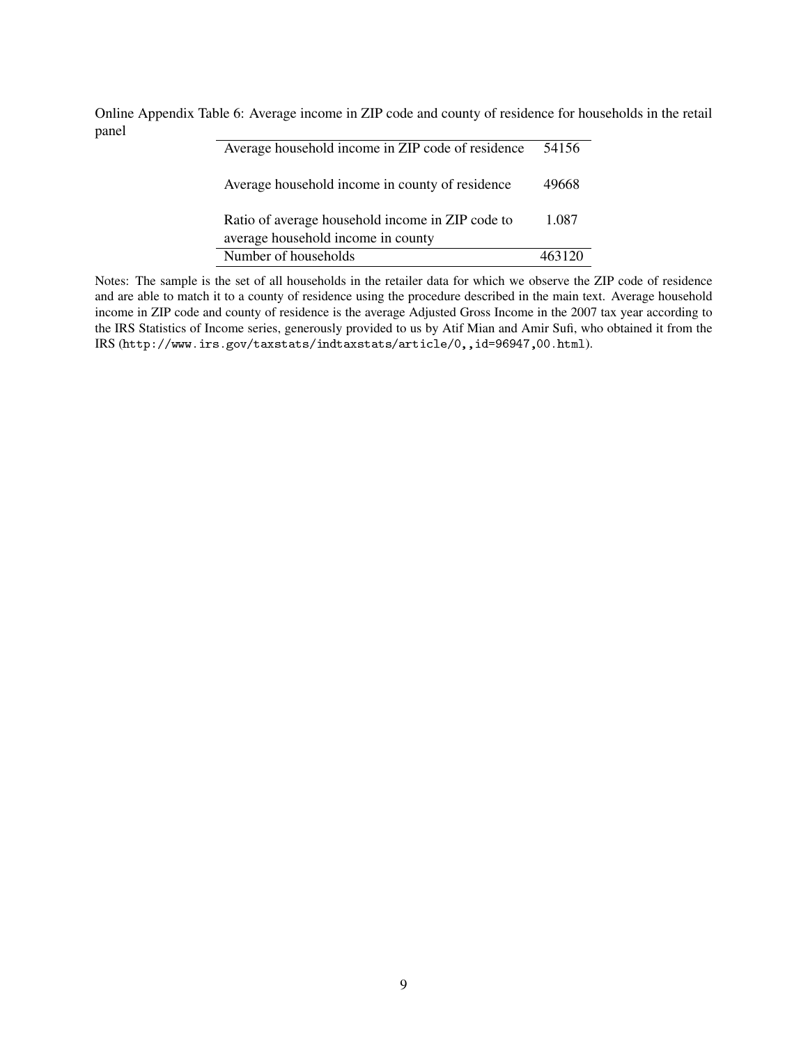Online Appendix Table 6: Average income in ZIP code and county of residence for households in the retail panel

| | |
|---|---|
| Average household income in ZIP code of residence | 54156 |
| Average household income in county of residence | 49668 |
| Ratio of average household income in ZIP code to average household income in county | 1.087 |
| Number of households | 463120 |

Notes: The sample is the set of all households in the retailer data for which we observe the ZIP code of residence and are able to match it to a county of residence using the procedure described in the main text. Average household income in ZIP code and county of residence is the average Adjusted Gross Income in the 2007 tax year according to the IRS Statistics of Income series, generously provided to us by Atif Mian and Amir Sufi, who obtained it from the IRS (`http://www.irs.gov/taxstats/indtaxstats/article/0,,id=96947,00.html`).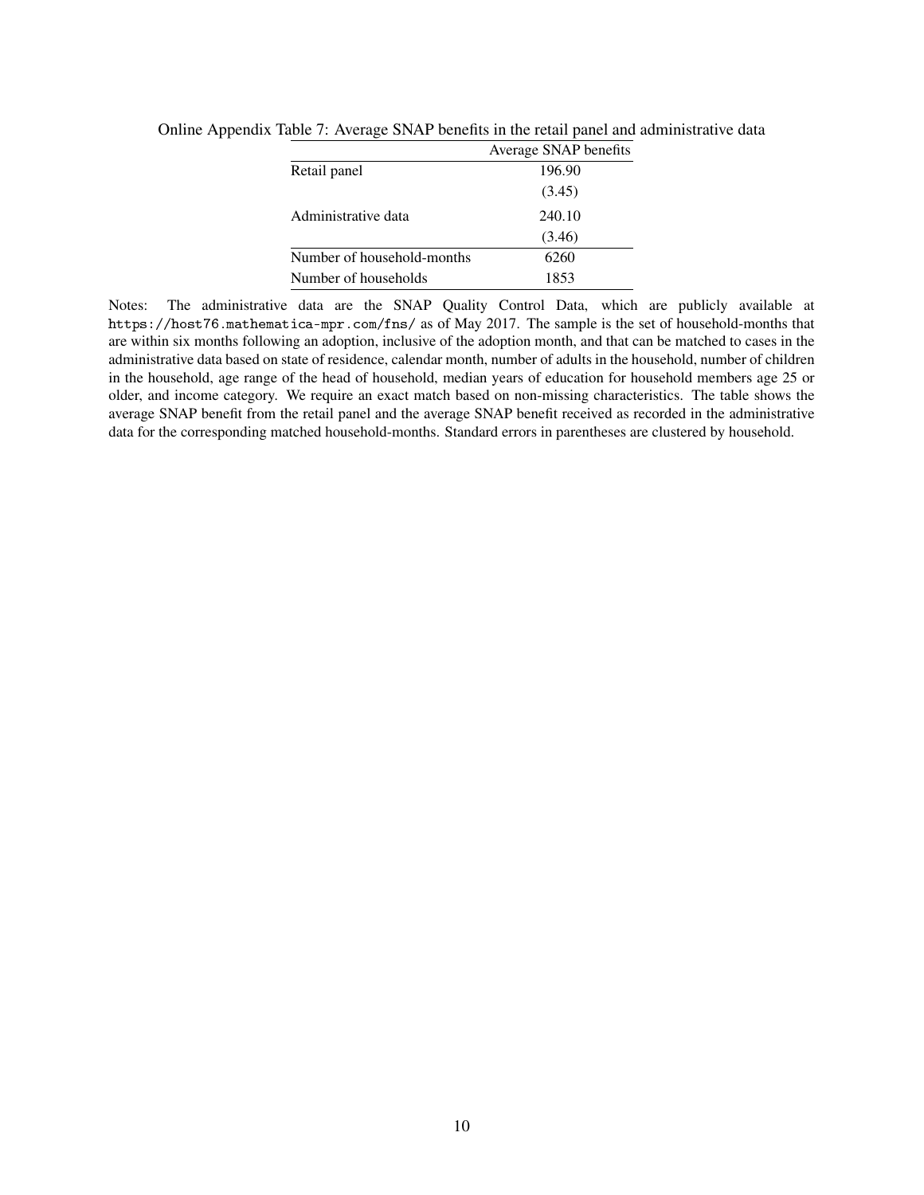Online Appendix Table 7: Average SNAP benefits in the retail panel and administrative data

| | Average SNAP benefits |
|---|---|
| Retail panel | 196.90 |
| | (3.45) |
| Administrative data | 240.10 |
| | (3.46) |
| Number of household-months | 6260 |
| Number of households | 1853 |

Notes: The administrative data are the SNAP Quality Control Data, which are publicly available at `https://host76.mathematica-mpr.com/fns/` as of May 2017. The sample is the set of household-months that are within six months following an adoption, inclusive of the adoption month, and that can be matched to cases in the administrative data based on state of residence, calendar month, number of adults in the household, number of children in the household, age range of the head of household, median years of education for household members age 25 or older, and income category. We require an exact match based on non-missing characteristics. The table shows the average SNAP benefit from the retail panel and the average SNAP benefit received as recorded in the administrative data for the corresponding matched household-months. Standard errors in parentheses are clustered by household.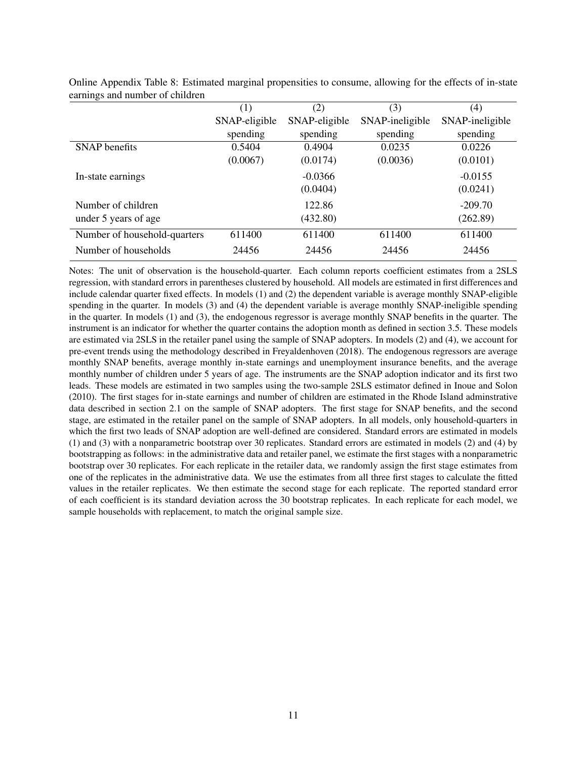Online Appendix Table 8: Estimated marginal propensities to consume, allowing for the effects of in-state earnings and number of children

| | (1) | (2) | (3) | (4) |
|---|---|---|---|---|
| | SNAP-eligible spending | SNAP-eligible spending | SNAP-ineligible spending | SNAP-ineligible spending |
| SNAP benefits | 0.5404 | 0.4904 | 0.0235 | 0.0226 |
| | (0.0067) | (0.0174) | (0.0036) | (0.0101) |
| In-state earnings | | -0.0366 | | -0.0155 |
| | | (0.0404) | | (0.0241) |
| Number of children under 5 years of age | | 122.86 | | -209.70 |
| | | (432.80) | | (262.89) |
| Number of household-quarters | 611400 | 611400 | 611400 | 611400 |
| Number of households | 24456 | 24456 | 24456 | 24456 |

Notes: The unit of observation is the household-quarter. Each column reports coefficient estimates from a 2SLS regression, with standard errors in parentheses clustered by household. All models are estimated in first differences and include calendar quarter fixed effects. In models (1) and (2) the dependent variable is average monthly SNAP-eligible spending in the quarter. In models (3) and (4) the dependent variable is average monthly SNAP-ineligible spending in the quarter. In models (1) and (3), the endogenous regressor is average monthly SNAP benefits in the quarter. The instrument is an indicator for whether the quarter contains the adoption month as defined in section 3.5. These models are estimated via 2SLS in the retailer panel using the sample of SNAP adopters. In models (2) and (4), we account for pre-event trends using the methodology described in Freyaldenhoven (2018). The endogenous regressors are average monthly SNAP benefits, average monthly in-state earnings and unemployment insurance benefits, and the average monthly number of children under 5 years of age. The instruments are the SNAP adoption indicator and its first two leads. These models are estimated in two samples using the two-sample 2SLS estimator defined in Inoue and Solon (2010). The first stages for in-state earnings and number of children are estimated in the Rhode Island adminstrative data described in section 2.1 on the sample of SNAP adopters. The first stage for SNAP benefits, and the second stage, are estimated in the retailer panel on the sample of SNAP adopters. In all models, only household-quarters in which the first two leads of SNAP adoption are well-defined are considered. Standard errors are estimated in models (1) and (3) with a nonparametric bootstrap over 30 replicates. Standard errors are estimated in models (2) and (4) by bootstrapping as follows: in the administrative data and retailer panel, we estimate the first stages with a nonparametric bootstrap over 30 replicates. For each replicate in the retailer data, we randomly assign the first stage estimates from one of the replicates in the administrative data. We use the estimates from all three first stages to calculate the fitted values in the retailer replicates. We then estimate the second stage for each replicate. The reported standard error of each coefficient is its standard deviation across the 30 bootstrap replicates. In each replicate for each model, we sample households with replacement, to match the original sample size.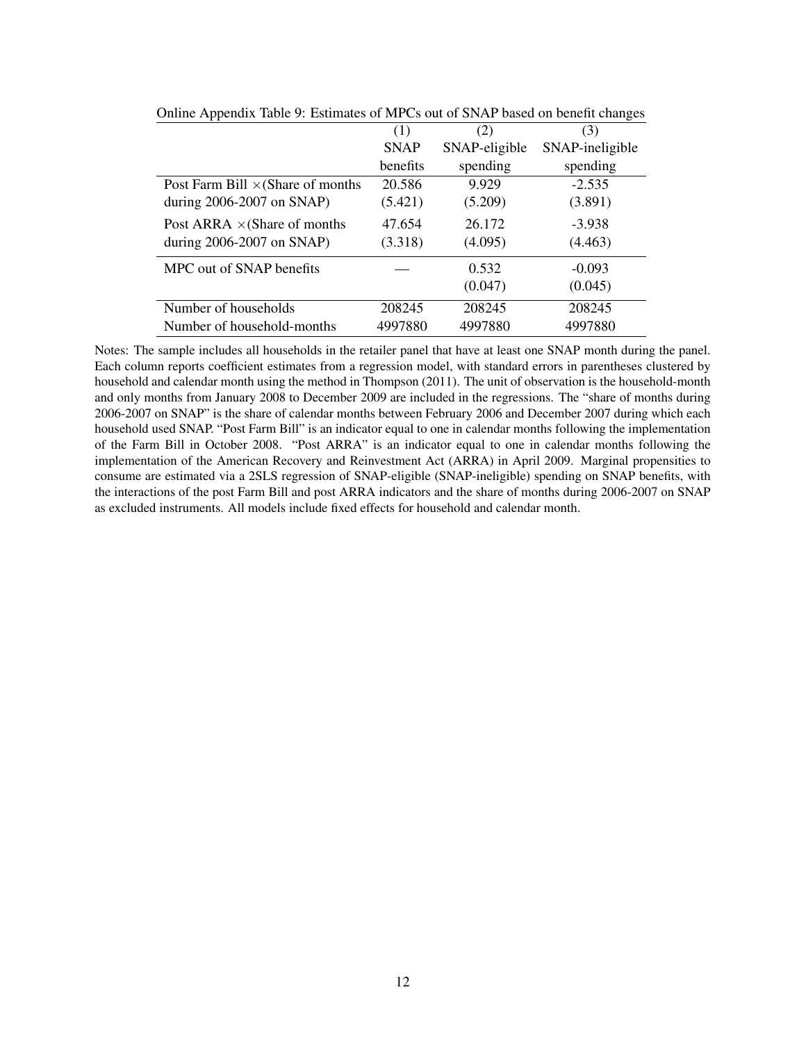Online Appendix Table 9: Estimates of MPCs out of SNAP based on benefit changes

| | (1) SNAP benefits | (2) SNAP-eligible spending | (3) SNAP-ineligible spending |
|---|---|---|---|
| Post Farm Bill ×(Share of months during 2006-2007 on SNAP) | 20.586 | 9.929 | -2.535 |
| | (5.421) | (5.209) | (3.891) |
| Post ARRA ×(Share of months during 2006-2007 on SNAP) | 47.654 | 26.172 | -3.938 |
| | (3.318) | (4.095) | (4.463) |
| MPC out of SNAP benefits | — | 0.532 | -0.093 |
| | | (0.047) | (0.045) |
| Number of households | 208245 | 208245 | 208245 |
| Number of household-months | 4997880 | 4997880 | 4997880 |

Notes: The sample includes all households in the retailer panel that have at least one SNAP month during the panel. Each column reports coefficient estimates from a regression model, with standard errors in parentheses clustered by household and calendar month using the method in Thompson (2011). The unit of observation is the household-month and only months from January 2008 to December 2009 are included in the regressions. The "share of months during 2006-2007 on SNAP" is the share of calendar months between February 2006 and December 2007 during which each household used SNAP. "Post Farm Bill" is an indicator equal to one in calendar months following the implementation of the Farm Bill in October 2008. "Post ARRA" is an indicator equal to one in calendar months following the implementation of the American Recovery and Reinvestment Act (ARRA) in April 2009. Marginal propensities to consume are estimated via a 2SLS regression of SNAP-eligible (SNAP-ineligible) spending on SNAP benefits, with the interactions of the post Farm Bill and post ARRA indicators and the share of months during 2006-2007 on SNAP as excluded instruments. All models include fixed effects for household and calendar month.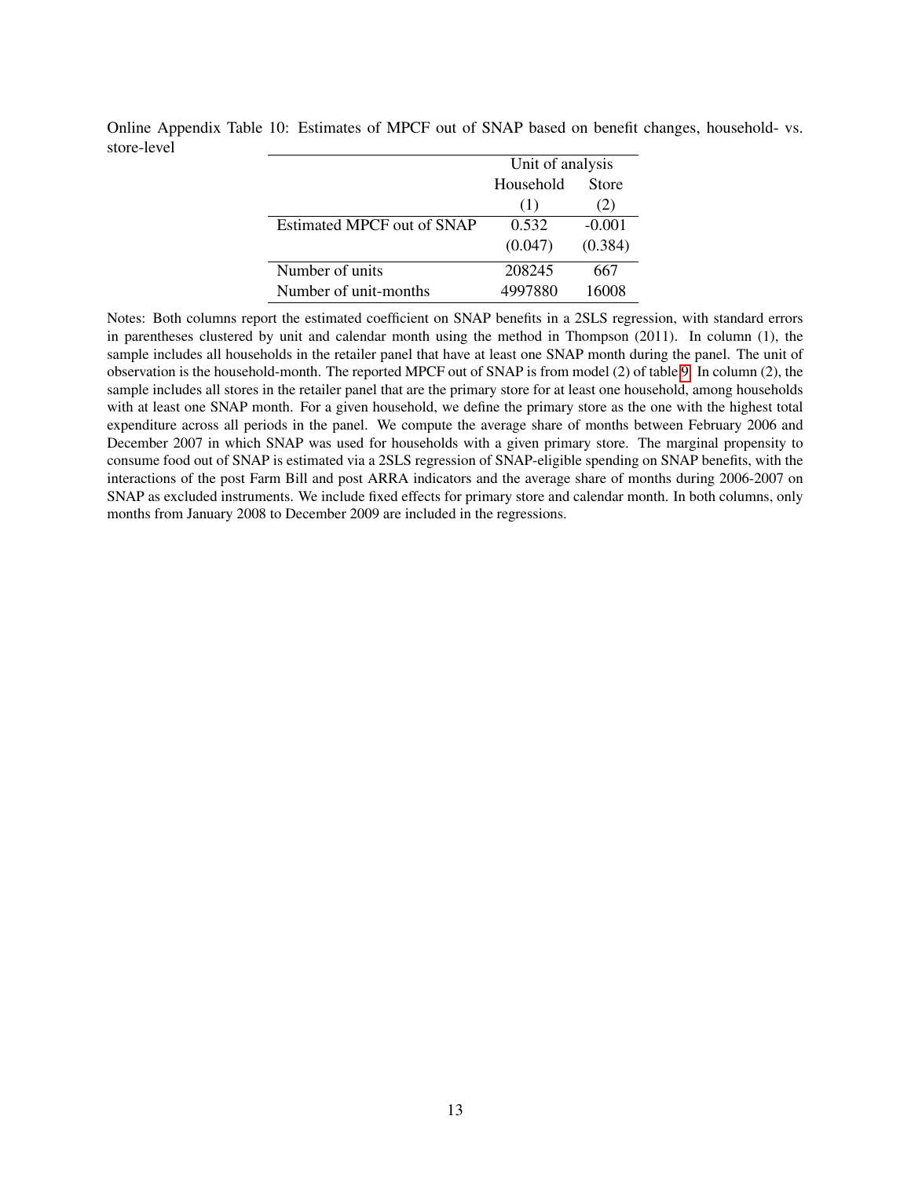Online Appendix Table 10: Estimates of MPCF out of SNAP based on benefit changes, household- vs. store-level

| | Unit of analysis | |
|---|---|---|
| | Household | Store |
| | (1) | (2) |
| Estimated MPCF out of SNAP | 0.532 | -0.001 |
| | (0.047) | (0.384) |
| Number of units | 208245 | 667 |
| Number of unit-months | 4997880 | 16008 |

Notes: Both columns report the estimated coefficient on SNAP benefits in a 2SLS regression, with standard errors in parentheses clustered by unit and calendar month using the method in Thompson (2011). In column (1), the sample includes all households in the retailer panel that have at least one SNAP month during the panel. The unit of observation is the household-month. The reported MPCF out of SNAP is from model (2) of table 9. In column (2), the sample includes all stores in the retailer panel that are the primary store for at least one household, among households with at least one SNAP month. For a given household, we define the primary store as the one with the highest total expenditure across all periods in the panel. We compute the average share of months between February 2006 and December 2007 in which SNAP was used for households with a given primary store. The marginal propensity to consume food out of SNAP is estimated via a 2SLS regression of SNAP-eligible spending on SNAP benefits, with the interactions of the post Farm Bill and post ARRA indicators and the average share of months during 2006-2007 on SNAP as excluded instruments. We include fixed effects for primary store and calendar month. In both columns, only months from January 2008 to December 2009 are included in the regressions.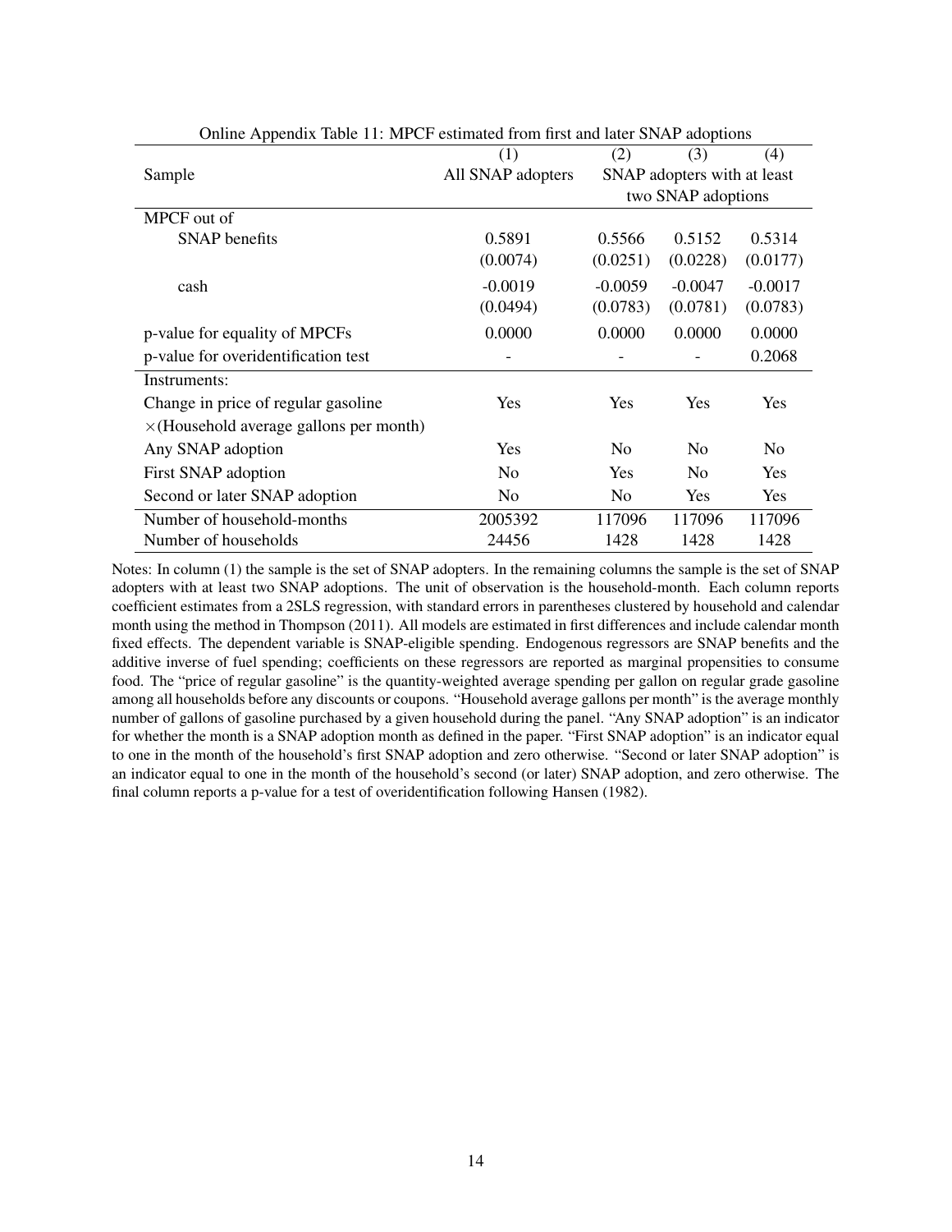Online Appendix Table 11: MPCF estimated from first and later SNAP adoptions

| | (1) | (2) | (3) | (4) |
|---|---|---|---|---|
| Sample | All SNAP adopters | SNAP adopters with at least two SNAP adoptions | | |
| MPCF out of | | | | |
| SNAP benefits | 0.5891 | 0.5566 | 0.5152 | 0.5314 |
| | (0.0074) | (0.0251) | (0.0228) | (0.0177) |
| cash | -0.0019 | -0.0059 | -0.0047 | -0.0017 |
| | (0.0494) | (0.0783) | (0.0781) | (0.0783) |
| p-value for equality of MPCFs | 0.0000 | 0.0000 | 0.0000 | 0.0000 |
| p-value for overidentification test | - | - | - | 0.2068 |
| Instruments: | | | | |
| Change in price of regular gasoline $\times$(Household average gallons per month) | Yes | Yes | Yes | Yes |
| Any SNAP adoption | Yes | No | No | No |
| First SNAP adoption | No | Yes | No | Yes |
| Second or later SNAP adoption | No | No | Yes | Yes |
| Number of household-months | 2005392 | 117096 | 117096 | 117096 |
| Number of households | 24456 | 1428 | 1428 | 1428 |

Notes: In column (1) the sample is the set of SNAP adopters. In the remaining columns the sample is the set of SNAP adopters with at least two SNAP adoptions. The unit of observation is the household-month. Each column reports coefficient estimates from a 2SLS regression, with standard errors in parentheses clustered by household and calendar month using the method in Thompson (2011). All models are estimated in first differences and include calendar month fixed effects. The dependent variable is SNAP-eligible spending. Endogenous regressors are SNAP benefits and the additive inverse of fuel spending; coefficients on these regressors are reported as marginal propensities to consume food. The "price of regular gasoline" is the quantity-weighted average spending per gallon on regular grade gasoline among all households before any discounts or coupons. "Household average gallons per month" is the average monthly number of gallons of gasoline purchased by a given household during the panel. "Any SNAP adoption" is an indicator for whether the month is a SNAP adoption month as defined in the paper. "First SNAP adoption" is an indicator equal to one in the month of the household's first SNAP adoption and zero otherwise. "Second or later SNAP adoption" is an indicator equal to one in the month of the household's second (or later) SNAP adoption, and zero otherwise. The final column reports a p-value for a test of overidentification following Hansen (1982).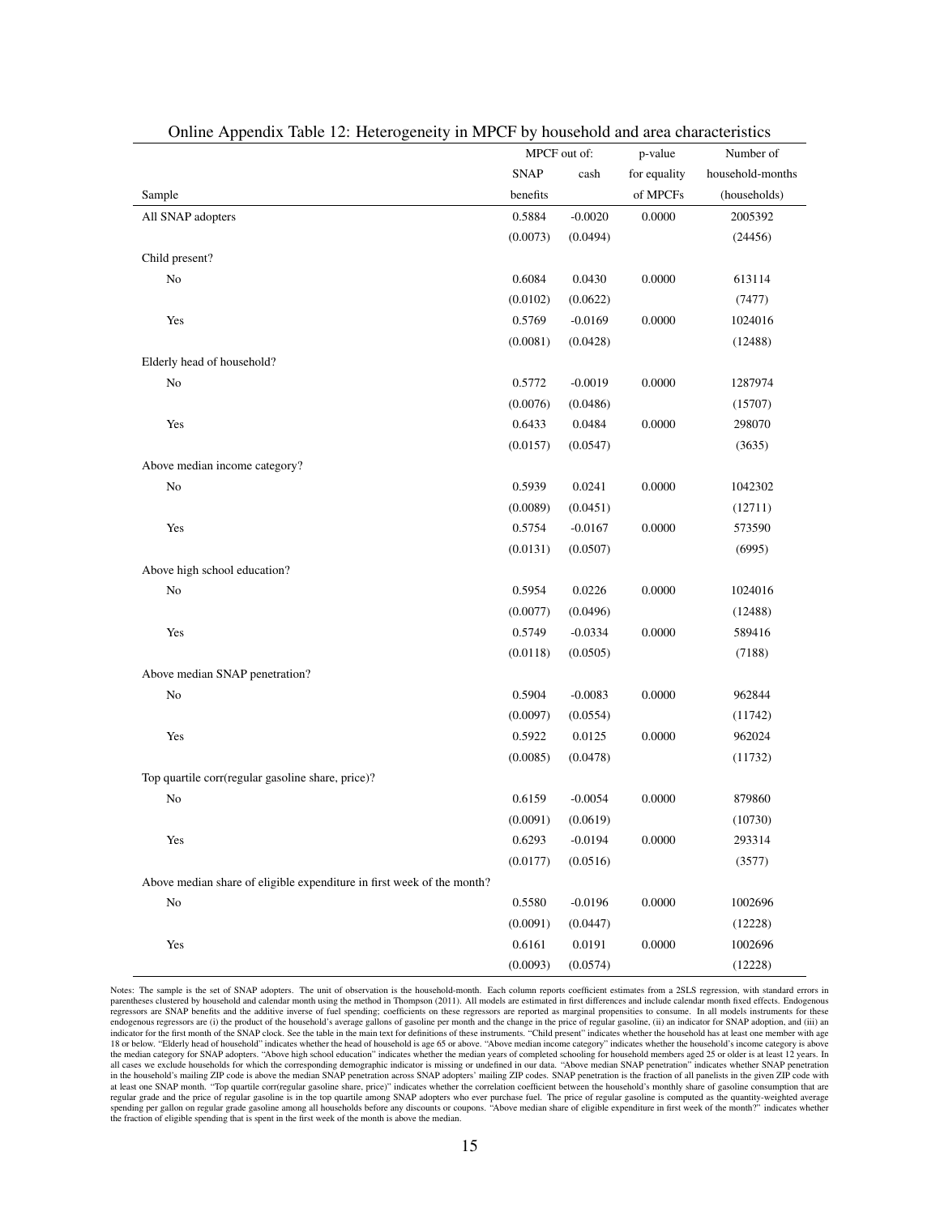Online Appendix Table 12: Heterogeneity in MPCF by household and area characteristics

| Sample | MPCF out of: SNAP benefits | MPCF out of: cash | p-value for equality of MPCFs | Number of household-months (households) |
|---|---|---|---|---|
| All SNAP adopters | 0.5884 | -0.0020 | 0.0000 | 2005392 |
| | (0.0073) | (0.0494) | | (24456) |
| Child present? | | | | |
| No | 0.6084 | 0.0430 | 0.0000 | 613114 |
| | (0.0102) | (0.0622) | | (7477) |
| Yes | 0.5769 | -0.0169 | 0.0000 | 1024016 |
| | (0.0081) | (0.0428) | | (12488) |
| Elderly head of household? | | | | |
| No | 0.5772 | -0.0019 | 0.0000 | 1287974 |
| | (0.0076) | (0.0486) | | (15707) |
| Yes | 0.6433 | 0.0484 | 0.0000 | 298070 |
| | (0.0157) | (0.0547) | | (3635) |
| Above median income category? | | | | |
| No | 0.5939 | 0.0241 | 0.0000 | 1042302 |
| | (0.0089) | (0.0451) | | (12711) |
| Yes | 0.5754 | -0.0167 | 0.0000 | 573590 |
| | (0.0131) | (0.0507) | | (6995) |
| Above high school education? | | | | |
| No | 0.5954 | 0.0226 | 0.0000 | 1024016 |
| | (0.0077) | (0.0496) | | (12488) |
| Yes | 0.5749 | -0.0334 | 0.0000 | 589416 |
| | (0.0118) | (0.0505) | | (7188) |
| Above median SNAP penetration? | | | | |
| No | 0.5904 | -0.0083 | 0.0000 | 962844 |
| | (0.0097) | (0.0554) | | (11742) |
| Yes | 0.5922 | 0.0125 | 0.0000 | 962024 |
| | (0.0085) | (0.0478) | | (11732) |
| Top quartile corr(regular gasoline share, price)? | | | | |
| No | 0.6159 | -0.0054 | 0.0000 | 879860 |
| | (0.0091) | (0.0619) | | (10730) |
| Yes | 0.6293 | -0.0194 | 0.0000 | 293314 |
| | (0.0177) | (0.0516) | | (3577) |
| Above median share of eligible expenditure in first week of the month? | | | | |
| No | 0.5580 | -0.0196 | 0.0000 | 1002696 |
| | (0.0091) | (0.0447) | | (12228) |
| Yes | 0.6161 | 0.0191 | 0.0000 | 1002696 |
| | (0.0093) | (0.0574) | | (12228) |

Notes: The sample is the set of SNAP adopters. The unit of observation is the household-month. Each column reports coefficient estimates from a 2SLS regression, with standard errors in parentheses clustered by household and calendar month using the method in Thompson (2011). All models are estimated in first differences and include calendar month fixed effects. Endogenous regressors are SNAP benefits and the additive inverse of fuel spending; coefficients on these regressors are reported as marginal propensities to consume. In all models instruments for these endogenous regressors are (i) the product of the household's average gallons of gasoline per month and the change in the price of regular gasoline, (ii) an indicator for SNAP adoption, and (iii) an indicator for the first month of the SNAP clock. See the table in the main text for definitions of these instruments. "Child present" indicates whether the household has at least one member with age 18 or below. "Elderly head of household" indicates whether the head of household is age 65 or above. "Above median income category" indicates whether the household's income category is above the median category for SNAP adopters. "Above high school education" indicates whether the median years of completed schooling for household members aged 25 or older is at least 12 years. In all cases we exclude households for which the corresponding demographic indicator is missing or undefined in our data. "Above median SNAP penetration" indicates whether SNAP penetration in the household's mailing ZIP code is above the median SNAP penetration across SNAP adopters' mailing ZIP codes. SNAP penetration is the fraction of all panelists in the given ZIP code with at least one SNAP month. "Top quartile corr(regular gasoline share, price)" indicates whether the correlation coefficient between the household's monthly share of gasoline consumption that are regular grade and the price of regular gasoline is in the top quartile among SNAP adopters who ever purchase fuel. The price of regular gasoline is computed as the quantity-weighted average spending per gallon on regular grade gasoline among all households before any discounts or coupons. "Above median share of eligible expenditure in first week of the month?" indicates whether the fraction of eligible spending that is spent in the first week of the month is above the median.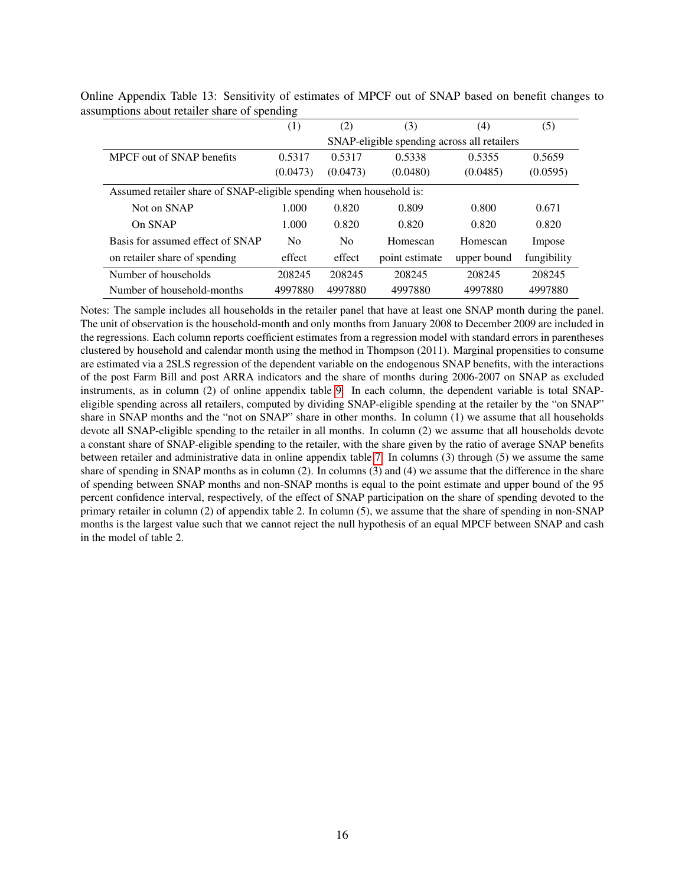Online Appendix Table 13: Sensitivity of estimates of MPCF out of SNAP based on benefit changes to assumptions about retailer share of spending

| | (1) | (2) | (3) | (4) | (5) |
|---|---|---|---|---|---|
| | SNAP-eligible spending across all retailers | | | | |
| MPCF out of SNAP benefits | 0.5317 | 0.5317 | 0.5338 | 0.5355 | 0.5659 |
| | (0.0473) | (0.0473) | (0.0480) | (0.0485) | (0.0595) |
| Assumed retailer share of SNAP-eligible spending when household is: | | | | | |
| Not on SNAP | 1.000 | 0.820 | 0.809 | 0.800 | 0.671 |
| On SNAP | 1.000 | 0.820 | 0.820 | 0.820 | 0.820 |
| Basis for assumed effect of SNAP on retailer share of spending | No effect | No effect | Homescan point estimate | Homescan upper bound | Impose fungibility |
| Number of households | 208245 | 208245 | 208245 | 208245 | 208245 |
| Number of household-months | 4997880 | 4997880 | 4997880 | 4997880 | 4997880 |

Notes: The sample includes all households in the retailer panel that have at least one SNAP month during the panel. The unit of observation is the household-month and only months from January 2008 to December 2009 are included in the regressions. Each column reports coefficient estimates from a regression model with standard errors in parentheses clustered by household and calendar month using the method in Thompson (2011). Marginal propensities to consume are estimated via a 2SLS regression of the dependent variable on the endogenous SNAP benefits, with the interactions of the post Farm Bill and post ARRA indicators and the share of months during 2006-2007 on SNAP as excluded instruments, as in column (2) of online appendix table 9. In each column, the dependent variable is total SNAP-eligible spending across all retailers, computed by dividing SNAP-eligible spending at the retailer by the "on SNAP" share in SNAP months and the "not on SNAP" share in other months. In column (1) we assume that all households devote all SNAP-eligible spending to the retailer in all months. In column (2) we assume that all households devote a constant share of SNAP-eligible spending to the retailer, with the share given by the ratio of average SNAP benefits between retailer and administrative data in online appendix table 7. In columns (3) through (5) we assume the same share of spending in SNAP months as in column (2). In columns (3) and (4) we assume that the difference in the share of spending between SNAP months and non-SNAP months is equal to the point estimate and upper bound of the 95 percent confidence interval, respectively, of the effect of SNAP participation on the share of spending devoted to the primary retailer in column (2) of appendix table 2. In column (5), we assume that the share of spending in non-SNAP months is the largest value such that we cannot reject the null hypothesis of an equal MPCF between SNAP and cash in the model of table 2.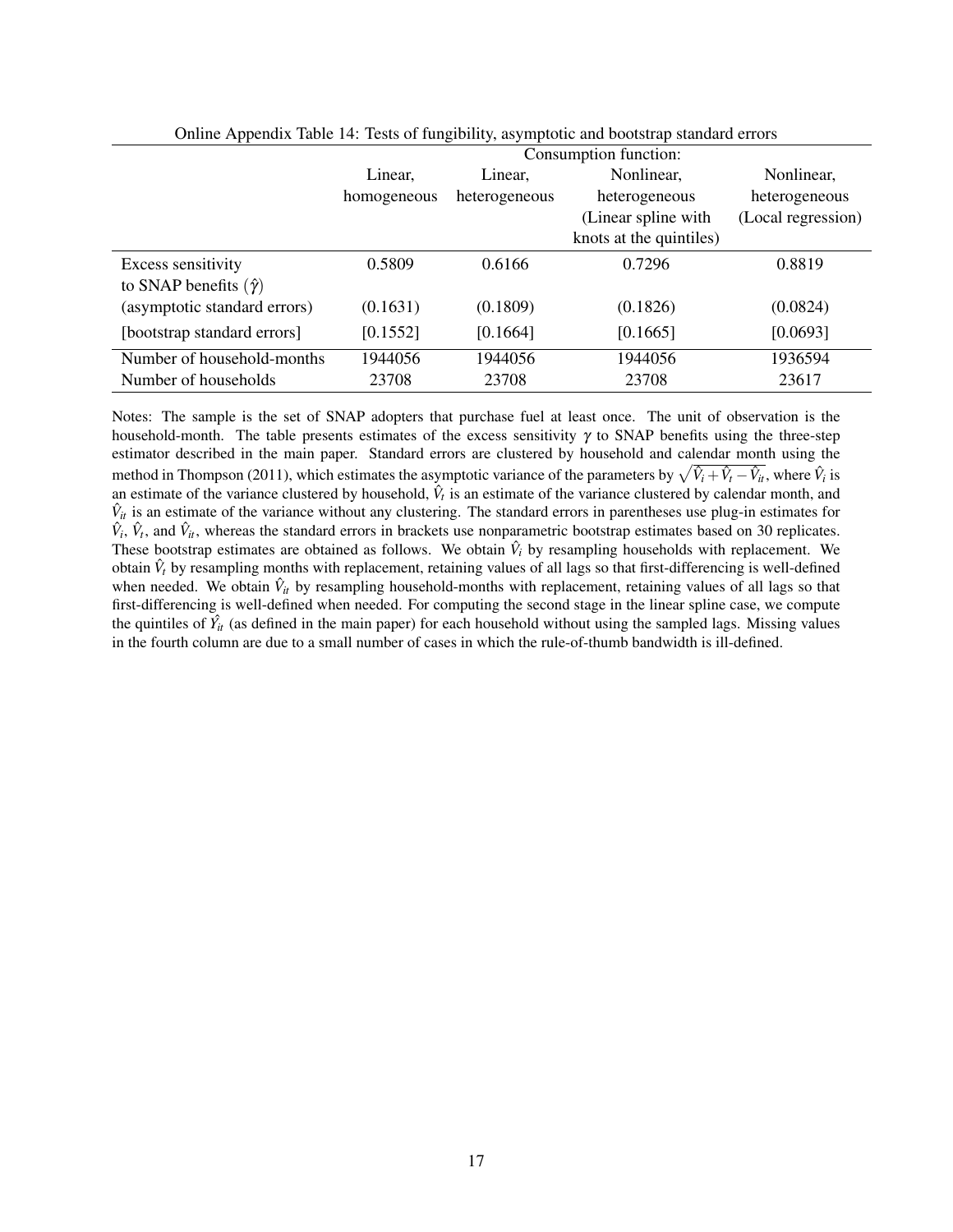Online Appendix Table 14: Tests of fungibility, asymptotic and bootstrap standard errors

| | Consumption function: | | | |
|---|---|---|---|---|
| | Linear, homogeneous | Linear, heterogeneous | Nonlinear, heterogeneous (Linear spline with knots at the quintiles) | Nonlinear, heterogeneous (Local regression) |
| Excess sensitivity to SNAP benefits ($\hat{\gamma}$) | 0.5809 | 0.6166 | 0.7296 | 0.8819 |
| (asymptotic standard errors) | (0.1631) | (0.1809) | (0.1826) | (0.0824) |
| [bootstrap standard errors] | [0.1552] | [0.1664] | [0.1665] | [0.0693] |
| Number of household-months | 1944056 | 1944056 | 1944056 | 1936594 |
| Number of households | 23708 | 23708 | 23708 | 23617 |

Notes: The sample is the set of SNAP adopters that purchase fuel at least once. The unit of observation is the household-month. The table presents estimates of the excess sensitivity $\gamma$ to SNAP benefits using the three-step estimator described in the main paper. Standard errors are clustered by household and calendar month using the method in Thompson (2011), which estimates the asymptotic variance of the parameters by $\sqrt{\hat{V}_i + \hat{V}_t - \hat{V}_{it}}$, where $\hat{V}_i$ is an estimate of the variance clustered by household, $\hat{V}_t$ is an estimate of the variance clustered by calendar month, and $\hat{V}_{it}$ is an estimate of the variance without any clustering. The standard errors in parentheses use plug-in estimates for $\hat{V}_i$, $\hat{V}_t$, and $\hat{V}_{it}$, whereas the standard errors in brackets use nonparametric bootstrap estimates based on 30 replicates. These bootstrap estimates are obtained as follows. We obtain $\hat{V}_i$ by resampling households with replacement. We obtain $\hat{V}_t$ by resampling months with replacement, retaining values of all lags so that first-differencing is well-defined when needed. We obtain $\hat{V}_{it}$ by resampling household-months with replacement, retaining values of all lags so that first-differencing is well-defined when needed. For computing the second stage in the linear spline case, we compute the quintiles of $\hat{Y}_{it}$ (as defined in the main paper) for each household without using the sampled lags. Missing values in the fourth column are due to a small number of cases in which the rule-of-thumb bandwidth is ill-defined.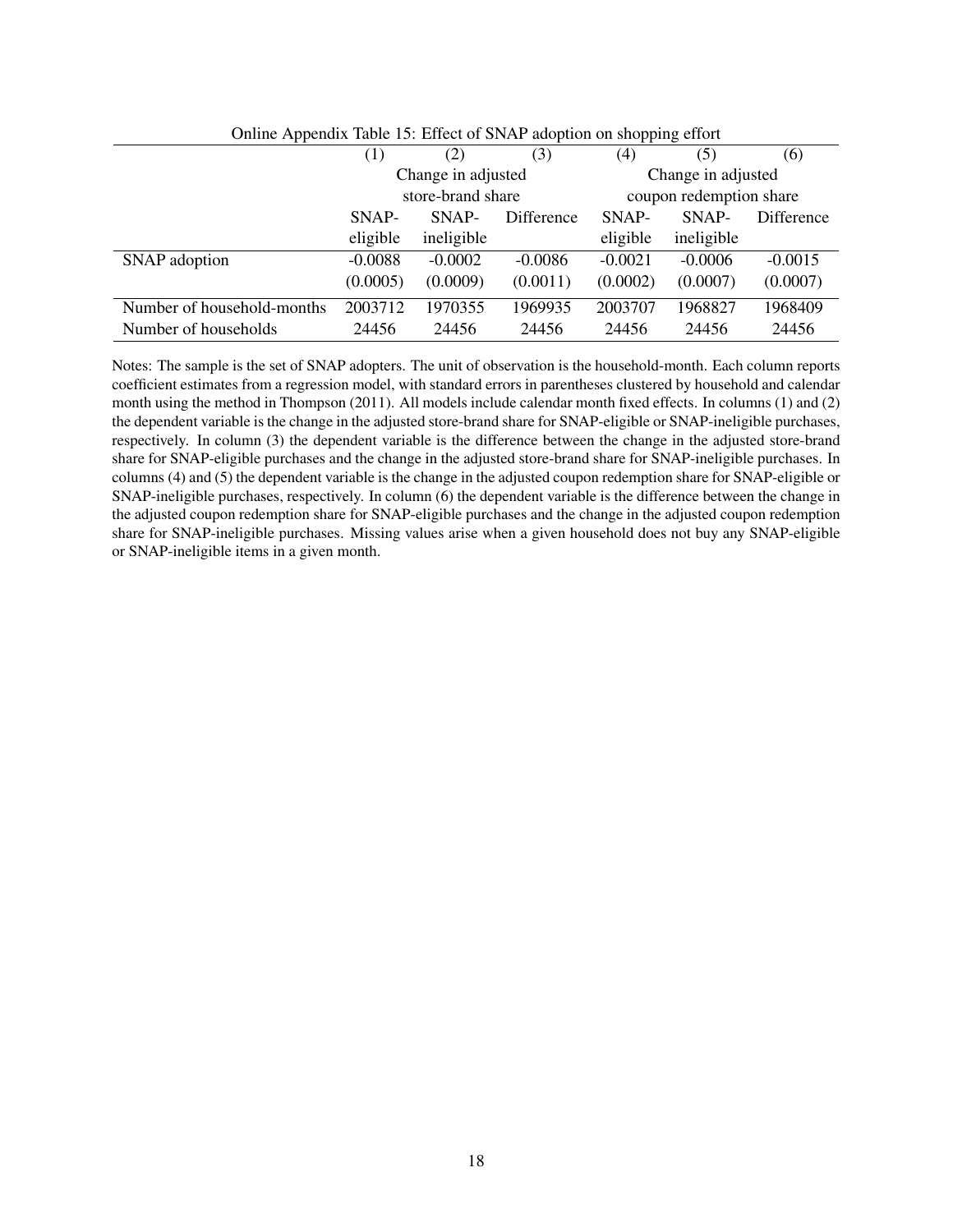Online Appendix Table 15: Effect of SNAP adoption on shopping effort

| | (1) | (2) | (3) | (4) | (5) | (6) |
|---|---|---|---|---|---|---|
| | Change in adjusted store-brand share | | | Change in adjusted coupon redemption share | | |
| | SNAP-eligible | SNAP-ineligible | Difference | SNAP-eligible | SNAP-ineligible | Difference |
| SNAP adoption | -0.0088 | -0.0002 | -0.0086 | -0.0021 | -0.0006 | -0.0015 |
| | (0.0005) | (0.0009) | (0.0011) | (0.0002) | (0.0007) | (0.0007) |
| Number of household-months | 2003712 | 1970355 | 1969935 | 2003707 | 1968827 | 1968409 |
| Number of households | 24456 | 24456 | 24456 | 24456 | 24456 | 24456 |

Notes: The sample is the set of SNAP adopters. The unit of observation is the household-month. Each column reports coefficient estimates from a regression model, with standard errors in parentheses clustered by household and calendar month using the method in Thompson (2011). All models include calendar month fixed effects. In columns (1) and (2) the dependent variable is the change in the adjusted store-brand share for SNAP-eligible or SNAP-ineligible purchases, respectively. In column (3) the dependent variable is the difference between the change in the adjusted store-brand share for SNAP-eligible purchases and the change in the adjusted store-brand share for SNAP-ineligible purchases. In columns (4) and (5) the dependent variable is the change in the adjusted coupon redemption share for SNAP-eligible or SNAP-ineligible purchases, respectively. In column (6) the dependent variable is the difference between the change in the adjusted coupon redemption share for SNAP-eligible purchases and the change in the adjusted coupon redemption share for SNAP-ineligible purchases. Missing values arise when a given household does not buy any SNAP-eligible or SNAP-ineligible items in a given month.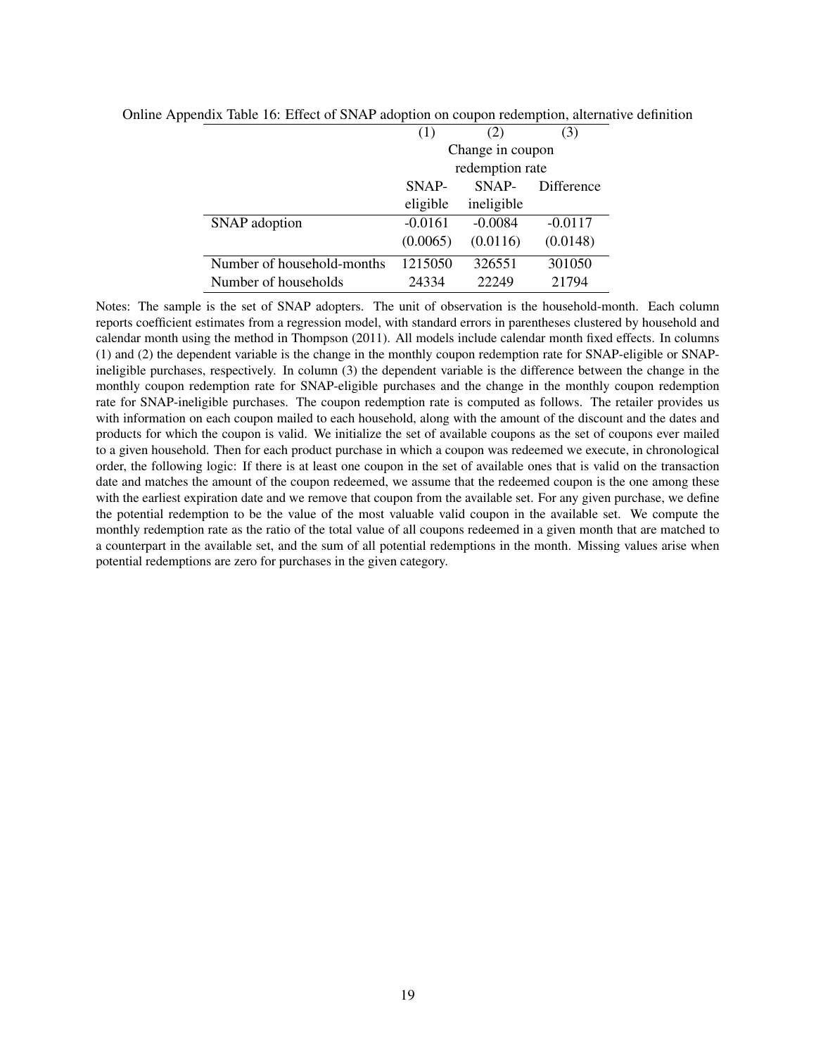Online Appendix Table 16: Effect of SNAP adoption on coupon redemption, alternative definition

| | (1) | (2) | (3) |
|---|---|---|---|
| | Change in coupon redemption rate | | |
| | SNAP-eligible | SNAP-ineligible | Difference |
| SNAP adoption | -0.0161 | -0.0084 | -0.0117 |
| | (0.0065) | (0.0116) | (0.0148) |
| Number of household-months | 1215050 | 326551 | 301050 |
| Number of households | 24334 | 22249 | 21794 |

Notes: The sample is the set of SNAP adopters. The unit of observation is the household-month. Each column reports coefficient estimates from a regression model, with standard errors in parentheses clustered by household and calendar month using the method in Thompson (2011). All models include calendar month fixed effects. In columns (1) and (2) the dependent variable is the change in the monthly coupon redemption rate for SNAP-eligible or SNAP-ineligible purchases, respectively. In column (3) the dependent variable is the difference between the change in the monthly coupon redemption rate for SNAP-eligible purchases and the change in the monthly coupon redemption rate for SNAP-ineligible purchases. The coupon redemption rate is computed as follows. The retailer provides us with information on each coupon mailed to each household, along with the amount of the discount and the dates and products for which the coupon is valid. We initialize the set of available coupons as the set of coupons ever mailed to a given household. Then for each product purchase in which a coupon was redeemed we execute, in chronological order, the following logic: If there is at least one coupon in the set of available ones that is valid on the transaction date and matches the amount of the coupon redeemed, we assume that the redeemed coupon is the one among these with the earliest expiration date and we remove that coupon from the available set. For any given purchase, we define the potential redemption to be the value of the most valuable valid coupon in the available set. We compute the monthly redemption rate as the ratio of the total value of all coupons redeemed in a given month that are matched to a counterpart in the available set, and the sum of all potential redemptions in the month. Missing values arise when potential redemptions are zero for purchases in the given category.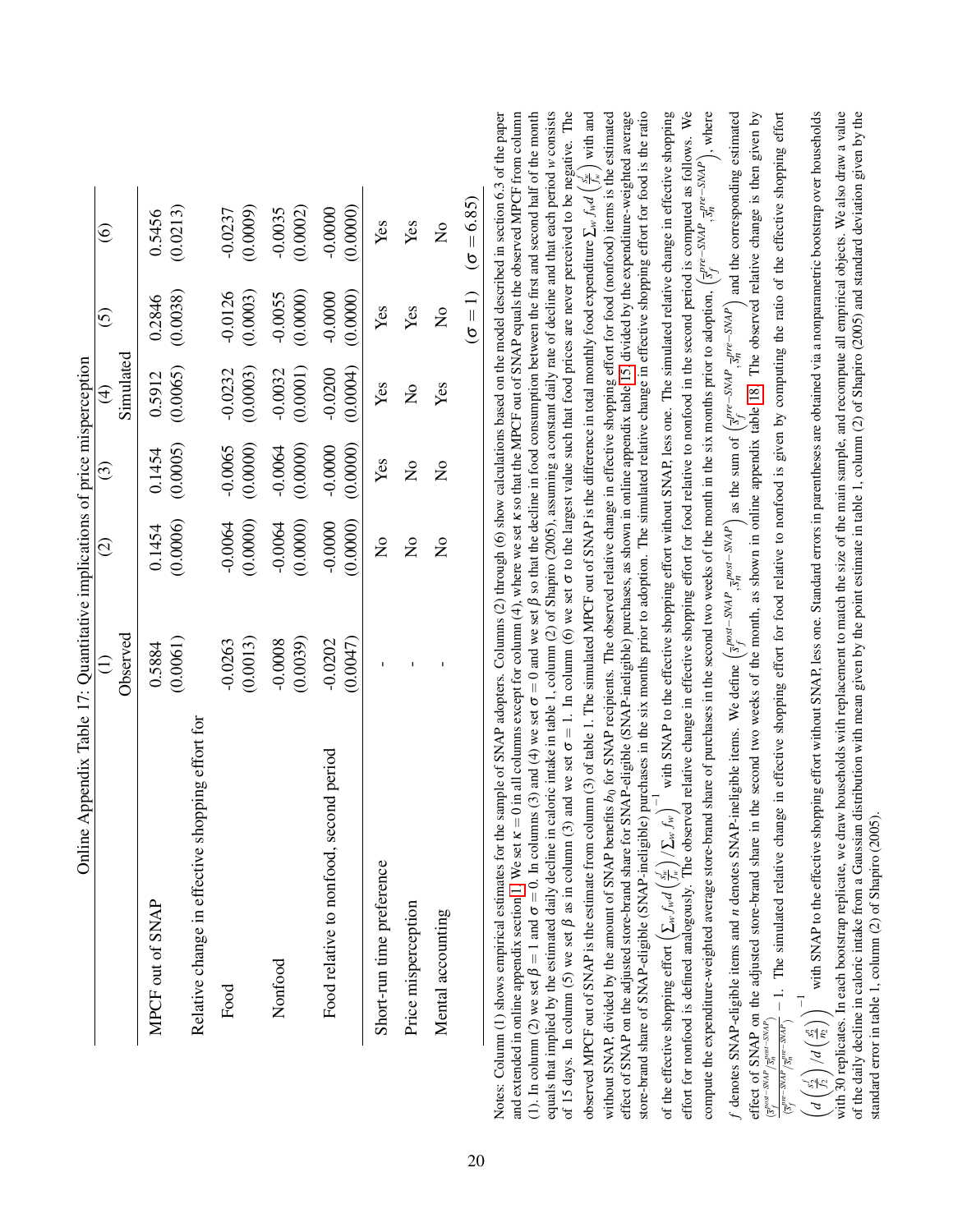# Online Appendix Table 17: Quantitative implications of price misperception

| | (1) | (2) | (3) | (4) | (5) | (6) |
|---|---|---|---|---|---|---|
| | Observed | | | Simulated | | |
| MPCF out of SNAP | 0.5884 | 0.1454 | 0.1454 | 0.5912 | 0.2846 | 0.5456 |
| | (0.0061) | (0.0006) | (0.0005) | (0.0065) | (0.0038) | (0.0213) |
| Relative change in effective shopping effort for | | | | | | |
| Food | -0.0263 | -0.0064 | -0.0065 | -0.0232 | -0.0126 | -0.0237 |
| | (0.0013) | (0.0000) | (0.0000) | (0.0003) | (0.0003) | (0.0009) |
| Nonfood | -0.0008 | -0.0064 | -0.0064 | -0.0032 | -0.0055 | -0.0035 |
| | (0.0039) | (0.0000) | (0.0000) | (0.0001) | (0.0000) | (0.0002) |
| Food relative to nonfood, second period | -0.0202 | -0.0000 | -0.0000 | -0.0200 | -0.0000 | -0.0000 |
| | (0.0047) | (0.0000) | (0.0000) | (0.0004) | (0.0000) | (0.0000) |
| Short-run time preference | - | No | Yes | Yes | Yes | Yes |
| Price misperception | - | No | No | No | Yes | Yes |
| Mental accounting | - | No | No | Yes | No | No |
| | | | | | $(\sigma = 1)$ | $(\sigma = 6.85)$ |

Notes: Column (1) shows empirical estimates for the sample of SNAP adopters. Columns (2) through (6) show calculations based on the model described in section 6.3 of the paper and extended in online appendix section 1. We set $\kappa = 0$ in all columns except for column (4), where we set $\kappa$ so that the MPCF out of SNAP equals the observed MPCF from column (1). In column (2) we set $\beta = 1$ and $\sigma = 0$. In columns (3) and (4) we set $\sigma = 0$ and we set $\beta$ so that the decline in food consumption between the first and second half of the month equals that implied by the estimated daily decline in caloric intake in table 1, column (2) of Shapiro (2005), assuming a constant daily rate of decline and that each period $w$ consists of 15 days. In column (5) we set $\beta$ as in column (3) and we set $\sigma = 1$. In column (6) we set $\sigma$ to the largest value such that food prices are never perceived to be negative. The observed MPCF out of SNAP is the estimate from column (3) of table 1. The simulated MPCF out of SNAP is the difference in total monthly food expenditure $\sum_w f_w d\left(\frac{s_w^t}{f_w}\right)$ with and without SNAP, divided by the amount of SNAP benefits $b_0$ for SNAP recipients. The observed relative change in effective shopping effort for food (nonfood) items is the estimated effect of SNAP on the adjusted store-brand share for SNAP-eligible (SNAP-ineligible) purchases, as shown in online appendix table 15, divided by the expenditure-weighted average store-brand share of SNAP-eligible (SNAP-ineligible) purchases in the six months prior to adoption. The simulated relative change in effective shopping effort for food is the ratio of the effective shopping effort $\left(\sum_w f_w d\left(\frac{s_w^t}{f_w}\right) / \sum_w f_w\right)^{-1}$ with SNAP to the effective shopping effort without SNAP, less one. The simulated relative change in effective shopping effort for nonfood is defined analogously. The observed relative change in effective shopping effort for food relative to nonfood in the second period is computed as follows. We compute the expenditure-weighted average store-brand share of purchases in the second two weeks of the month in the six months prior to adoption, $\left(\bar{s}_f^{pre-SNAP}, \bar{s}_n^{pre-SNAP}\right)$, where $f$ denotes SNAP-eligible items and $n$ denotes SNAP-ineligible items. We define $\left(\bar{s}_f^{post-SNAP}, \bar{s}_n^{post-SNAP}\right)$ as the sum of $\left(\bar{s}_f^{pre-SNAP}, \bar{s}_n^{pre-SNAP}\right)$ and the corresponding estimated effect of SNAP on the adjusted store-brand share in the second two weeks of the month, as shown in online appendix table 18. The observed relative change is then given by $\frac{\left(\bar{s}_f^{post-SNAP}/\bar{s}_n^{post-SNAP}\right)}{\left(\bar{s}_f^{pre-SNAP}/\bar{s}_n^{pre-SNAP}\right)} - 1$. The simulated relative change in effective shopping effort for food relative to nonfood is given by computing the ratio of the effective shopping effort $\left(d\left(\frac{s_2^f}{f_2}\right) / d\left(\frac{s_2^n}{n_2}\right)\right)^{-1}$ with SNAP to the effective shopping effort without SNAP, less one. Standard errors in parentheses are obtained via a nonparametric bootstrap over households with 30 replicates. In each bootstrap replicate, we draw households with replacement to match the size of the main sample, and recompute all empirical objects. We also draw a value of the daily decline in caloric intake from a Gaussian distribution with mean given by the point estimate in table 1, column (2) of Shapiro (2005) and standard deviation given by the standard error in table 1, column (2) of Shapiro (2005).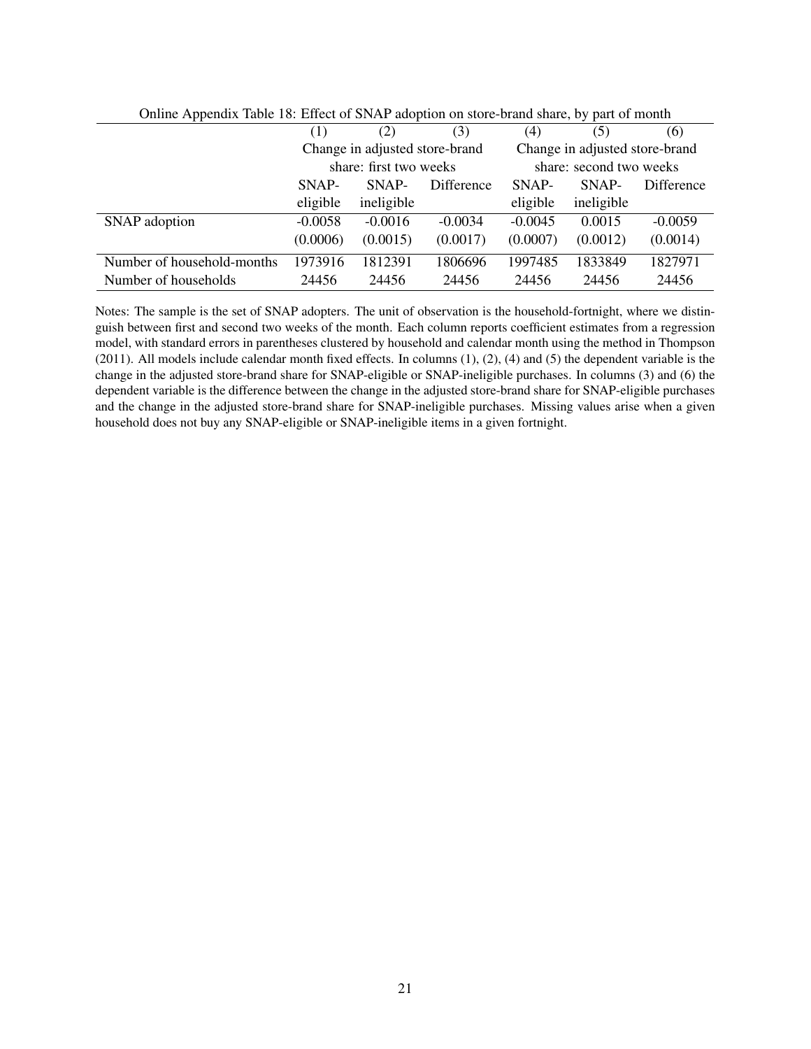Online Appendix Table 18: Effect of SNAP adoption on store-brand share, by part of month

| | (1) | (2) | (3) | (4) | (5) | (6) |
|---|---|---|---|---|---|---|
| | Change in adjusted store-brand share: first two weeks | | | Change in adjusted store-brand share: second two weeks | | |
| | SNAP-eligible | SNAP-ineligible | Difference | SNAP-eligible | SNAP-ineligible | Difference |
| SNAP adoption | -0.0058 | -0.0016 | -0.0034 | -0.0045 | 0.0015 | -0.0059 |
| | (0.0006) | (0.0015) | (0.0017) | (0.0007) | (0.0012) | (0.0014) |
| Number of household-months | 1973916 | 1812391 | 1806696 | 1997485 | 1833849 | 1827971 |
| Number of households | 24456 | 24456 | 24456 | 24456 | 24456 | 24456 |

Notes: The sample is the set of SNAP adopters. The unit of observation is the household-fortnight, where we distinguish between first and second two weeks of the month. Each column reports coefficient estimates from a regression model, with standard errors in parentheses clustered by household and calendar month using the method in Thompson (2011). All models include calendar month fixed effects. In columns (1), (2), (4) and (5) the dependent variable is the change in the adjusted store-brand share for SNAP-eligible or SNAP-ineligible purchases. In columns (3) and (6) the dependent variable is the difference between the change in the adjusted store-brand share for SNAP-eligible purchases and the change in the adjusted store-brand share for SNAP-ineligible purchases. Missing values arise when a given household does not buy any SNAP-eligible or SNAP-ineligible items in a given fortnight.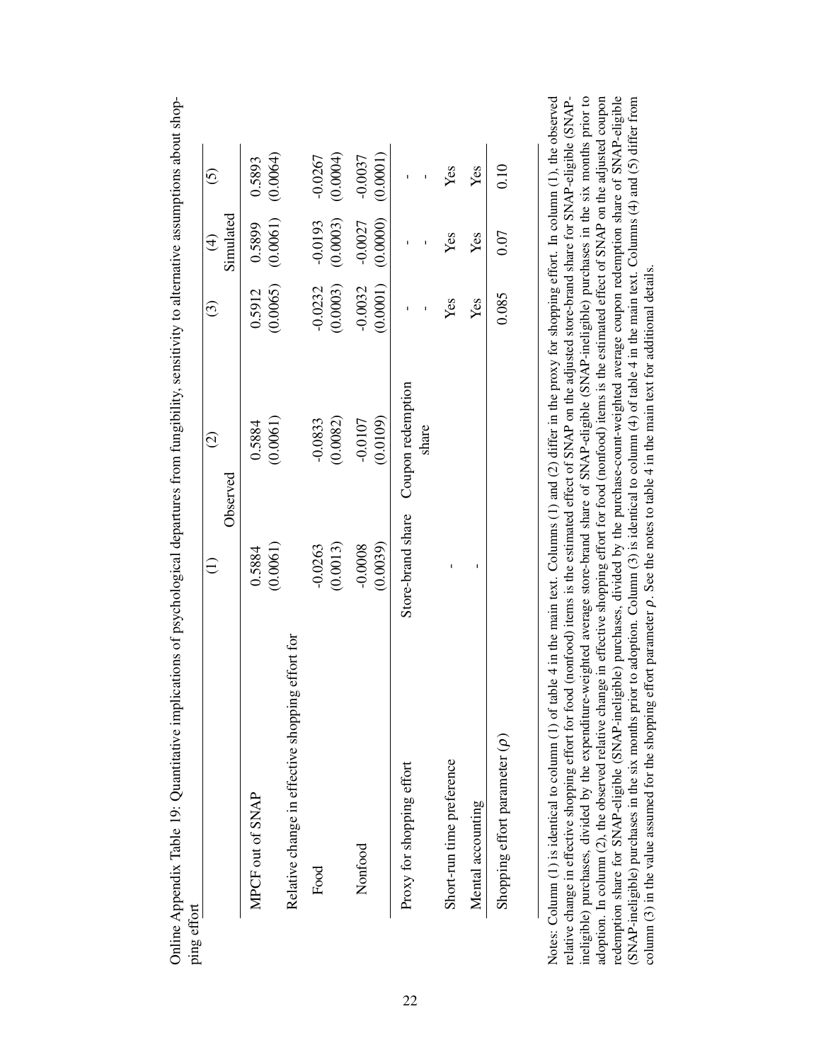Online Appendix Table 19: Quantitative implications of psychological departures from fungibility, sensitivity to alternative assumptions about shopping effort

| | (1) | (2) | (3) | (4) | (5) |
|---|---|---|---|---|---|
| | Observed | | Simulated | | |
| MPCF out of SNAP | 0.5884 | 0.5884 | 0.5912 | 0.5899 | 0.5893 |
| | (0.0061) | (0.0061) | (0.0065) | (0.0061) | (0.0064) |
| Relative change in effective shopping effort for | | | | | |
| Food | -0.0263 | -0.0833 | -0.0232 | -0.0193 | -0.0267 |
| | (0.0013) | (0.0082) | (0.0003) | (0.0003) | (0.0004) |
| Nonfood | -0.0008 | -0.0107 | -0.0032 | -0.0027 | -0.0037 |
| | (0.0039) | (0.0109) | (0.0001) | (0.0000) | (0.0001) |
| Proxy for shopping effort | Store-brand share | Coupon redemption share | - | - | - |
| Short-run time preference | - | | Yes | Yes | Yes |
| Mental accounting | - | | Yes | Yes | Yes |
| Shopping effort parameter ($\rho$) | | | 0.085 | 0.07 | 0.10 |

Notes: Column (1) is identical to column (1) of table 4 in the main text. Columns (1) and (2) differ in the proxy for shopping effort. In column (1), the observed relative change in effective shopping effort for food (nonfood) items is the estimated effect of SNAP on the adjusted store-brand share for SNAP-eligible (SNAP-ineligible) purchases, divided by the expenditure-weighted average store-brand share of SNAP-eligible (SNAP-ineligible) purchases in the six months prior to adoption. In column (2), the observed relative change in effective shopping effort for food (nonfood) items is the estimated effect of SNAP on the adjusted coupon redemption share for SNAP-eligible (SNAP-ineligible) purchases, divided by the purchase-count-weighted average coupon redemption share of SNAP-eligible (SNAP-ineligible) purchases in the six months prior to adoption. Column (3) is identical to column (4) of table 4 in the main text. Columns (4) and (5) differ from column (3) in the value assumed for the shopping effort parameter $\rho$. See the notes to table 4 in the main text for additional details.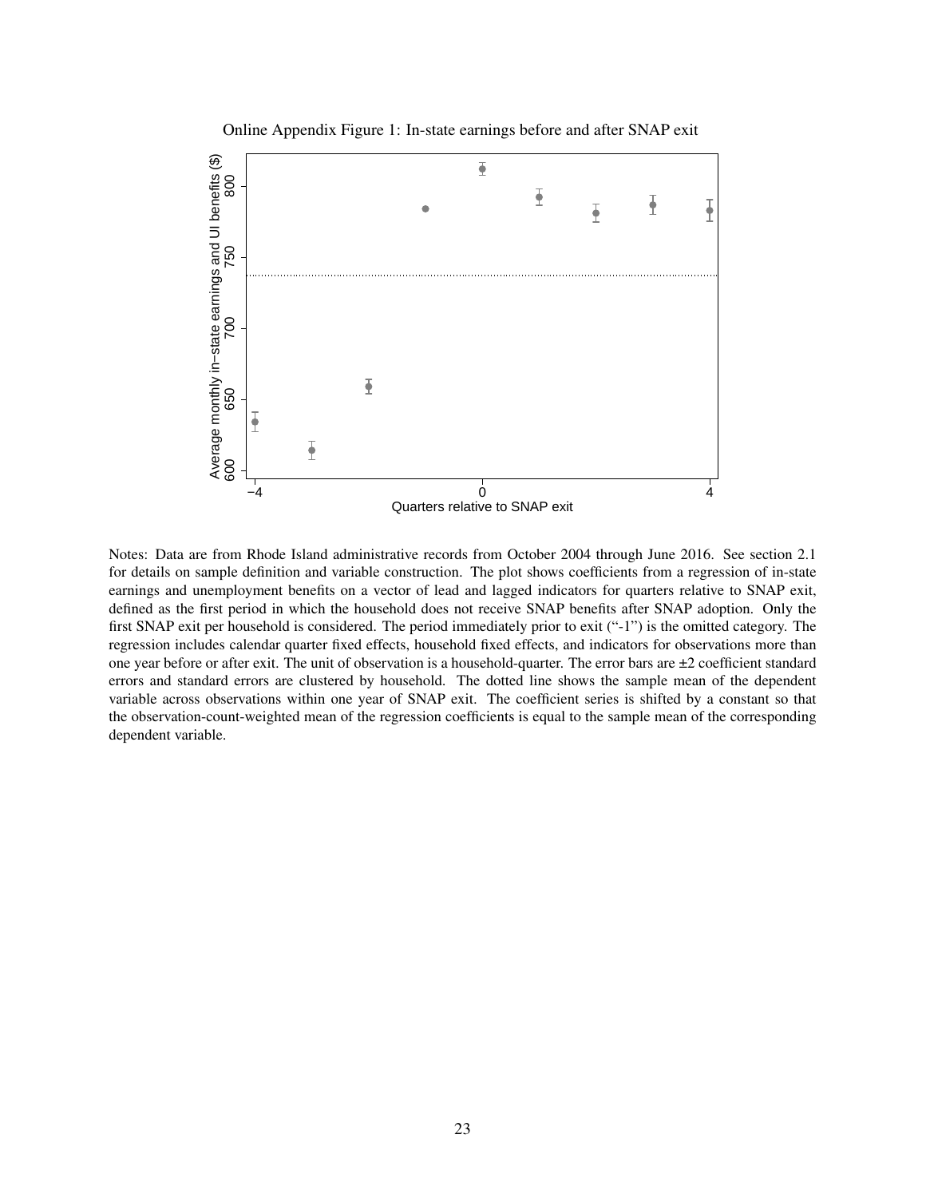Online Appendix Figure 1: In-state earnings before and after SNAP exit

Notes: Data are from Rhode Island administrative records from October 2004 through June 2016. See section 2.1 for details on sample definition and variable construction. The plot shows coefficients from a regression of in-state earnings and unemployment benefits on a vector of lead and lagged indicators for quarters relative to SNAP exit, defined as the first period in which the household does not receive SNAP benefits after SNAP adoption. Only the first SNAP exit per household is considered. The period immediately prior to exit ("-1") is the omitted category. The regression includes calendar quarter fixed effects, household fixed effects, and indicators for observations more than one year before or after exit. The unit of observation is a household-quarter. The error bars are ±2 coefficient standard errors and standard errors are clustered by household. The dotted line shows the sample mean of the dependent variable across observations within one year of SNAP exit. The coefficient series is shifted by a constant so that the observation-count-weighted mean of the regression coefficients is equal to the sample mean of the corresponding dependent variable.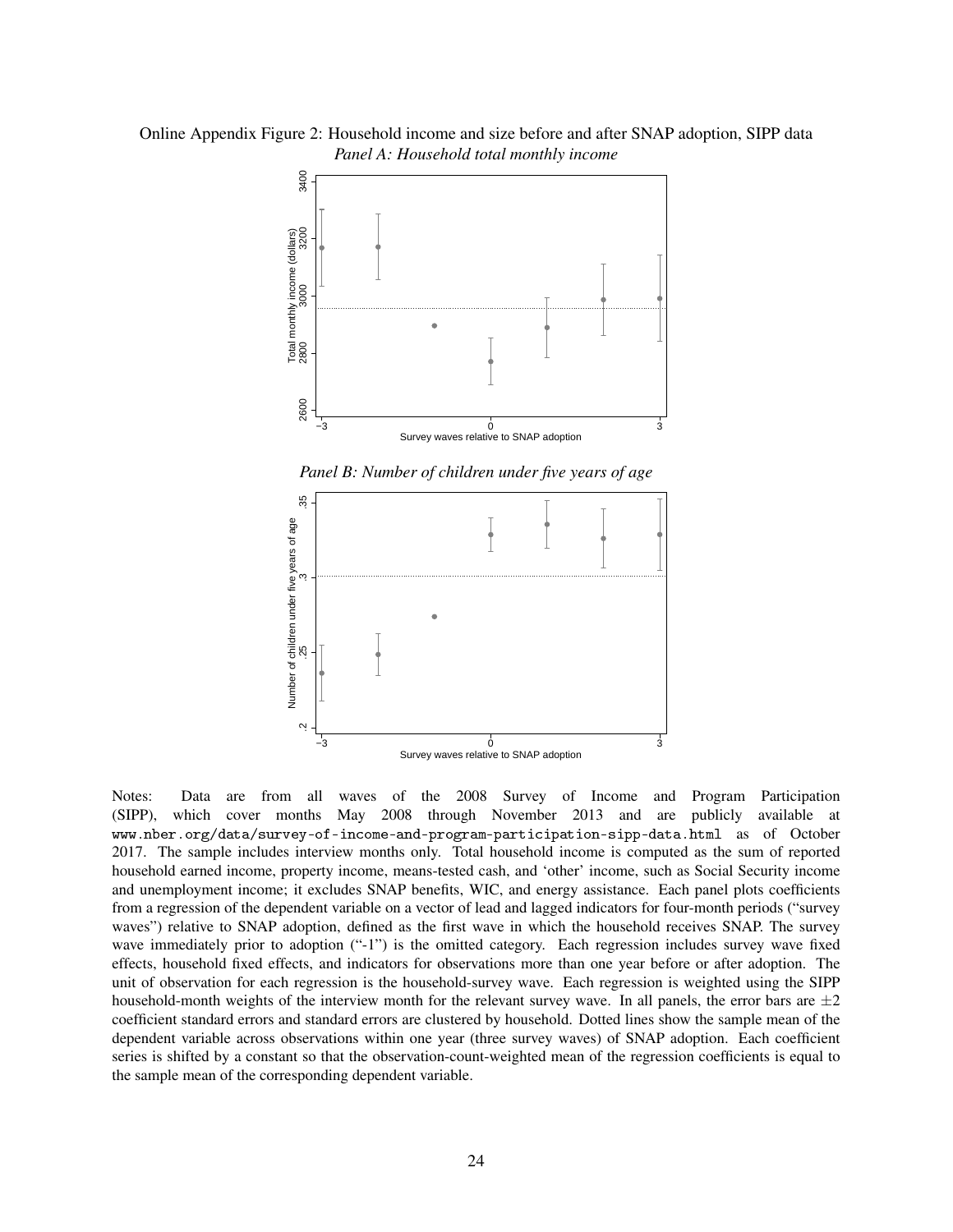Online Appendix Figure 2: Household income and size before and after SNAP adoption, SIPP data

*Panel A: Household total monthly income*

*Panel B: Number of children under five years of age*

Notes: Data are from all waves of the 2008 Survey of Income and Program Participation (SIPP), which cover months May 2008 through November 2013 and are publicly available at `www.nber.org/data/survey-of-income-and-program-participation-sipp-data.html` as of October 2017. The sample includes interview months only. Total household income is computed as the sum of reported household earned income, property income, means-tested cash, and 'other' income, such as Social Security income and unemployment income; it excludes SNAP benefits, WIC, and energy assistance. Each panel plots coefficients from a regression of the dependent variable on a vector of lead and lagged indicators for four-month periods ("survey waves") relative to SNAP adoption, defined as the first wave in which the household receives SNAP. The survey wave immediately prior to adoption ("-1") is the omitted category. Each regression includes survey wave fixed effects, household fixed effects, and indicators for observations more than one year before or after adoption. The unit of observation for each regression is the household-survey wave. Each regression is weighted using the SIPP household-month weights of the interview month for the relevant survey wave. In all panels, the error bars are $\pm 2$ coefficient standard errors and standard errors are clustered by household. Dotted lines show the sample mean of the dependent variable across observations within one year (three survey waves) of SNAP adoption. Each coefficient series is shifted by a constant so that the observation-count-weighted mean of the regression coefficients is equal to the sample mean of the corresponding dependent variable.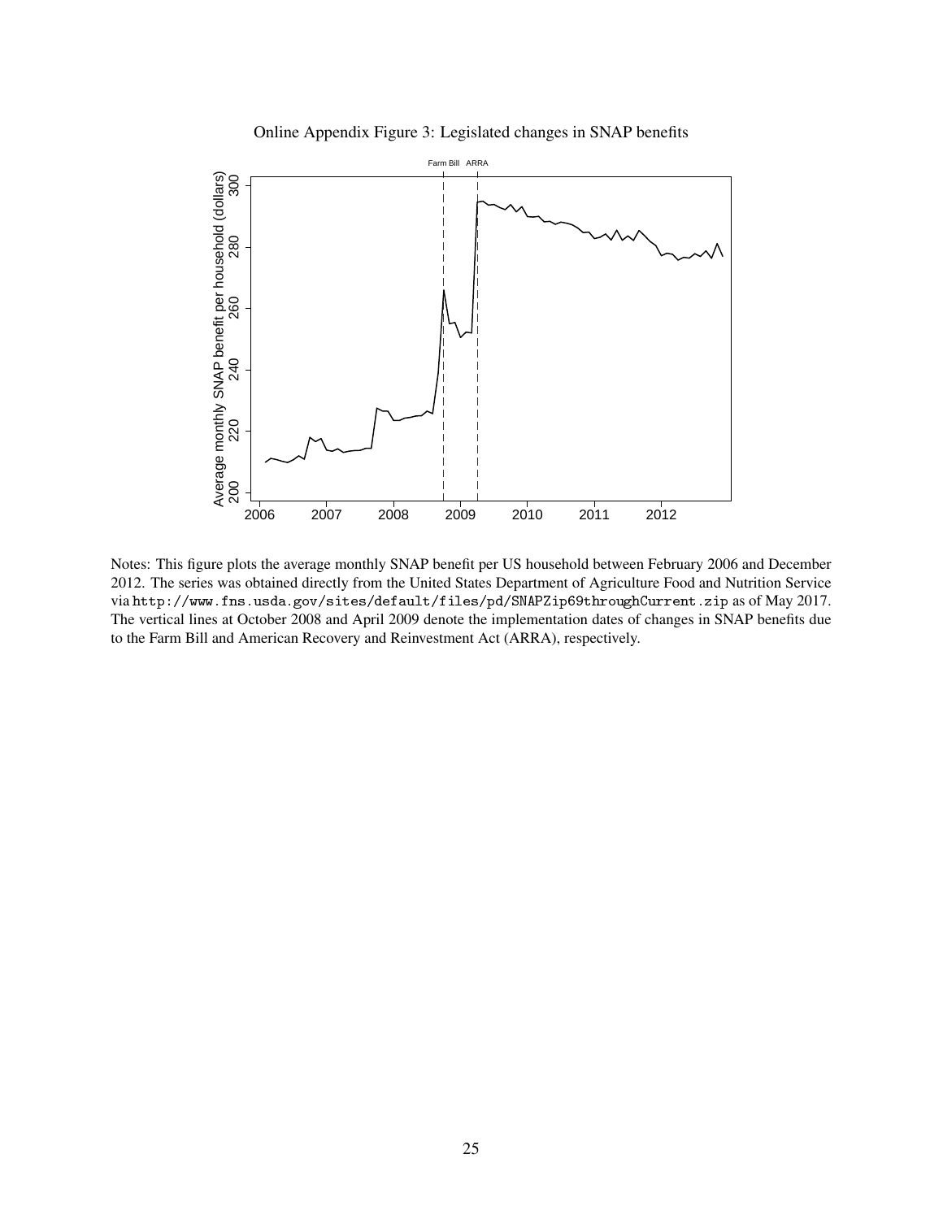Online Appendix Figure 3: Legislated changes in SNAP benefits

Notes: This figure plots the average monthly SNAP benefit per US household between February 2006 and December 2012. The series was obtained directly from the United States Department of Agriculture Food and Nutrition Service via http://www.fns.usda.gov/sites/default/files/pd/SNAPZip69throughCurrent.zip as of May 2017. The vertical lines at October 2008 and April 2009 denote the implementation dates of changes in SNAP benefits due to the Farm Bill and American Recovery and Reinvestment Act (ARRA), respectively.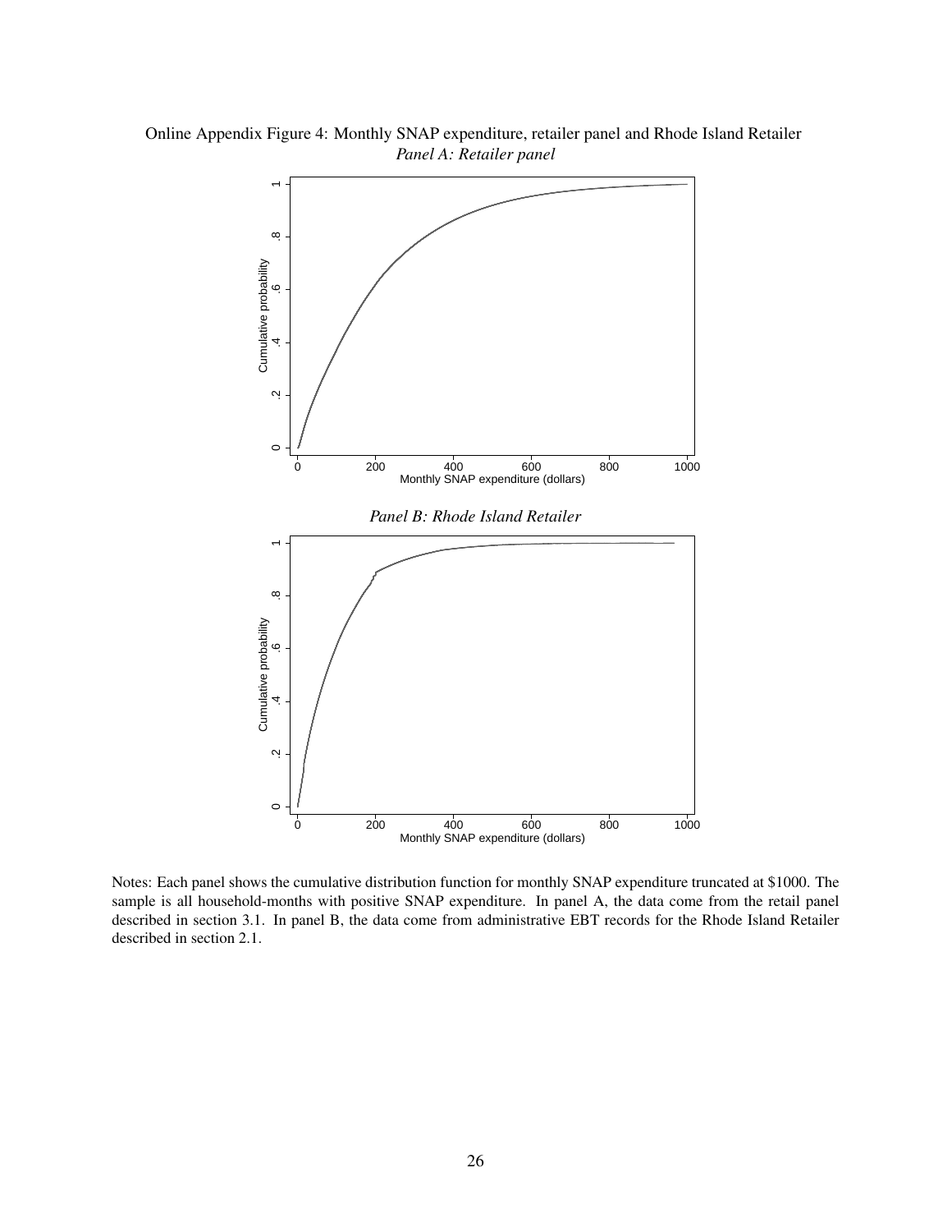Online Appendix Figure 4: Monthly SNAP expenditure, retailer panel and Rhode Island Retailer

*Panel A: Retailer panel*

*Panel B: Rhode Island Retailer*

Notes: Each panel shows the cumulative distribution function for monthly SNAP expenditure truncated at $1000. The sample is all household-months with positive SNAP expenditure. In panel A, the data come from the retail panel described in section 3.1. In panel B, the data come from administrative EBT records for the Rhode Island Retailer described in section 2.1.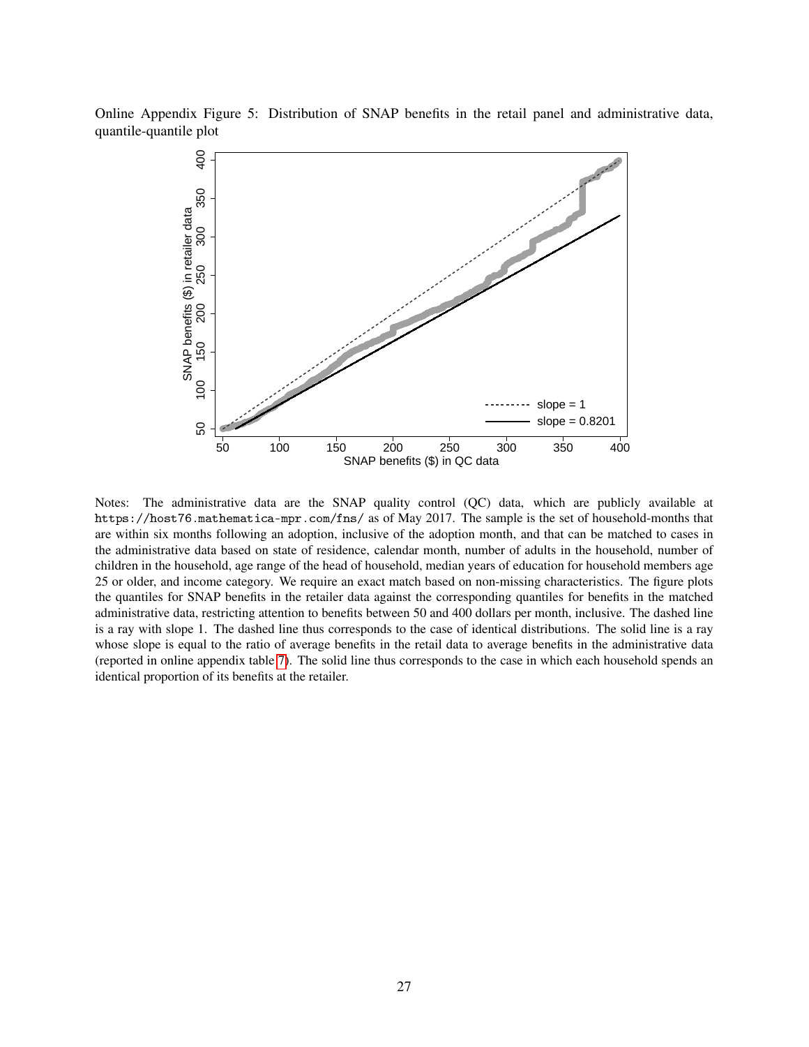Online Appendix Figure 5: Distribution of SNAP benefits in the retail panel and administrative data, quantile-quantile plot

Notes: The administrative data are the SNAP quality control (QC) data, which are publicly available at `https://host76.mathematica-mpr.com/fns/` as of May 2017. The sample is the set of household-months that are within six months following an adoption, inclusive of the adoption month, and that can be matched to cases in the administrative data based on state of residence, calendar month, number of adults in the household, number of children in the household, age range of the head of household, median years of education for household members age 25 or older, and income category. We require an exact match based on non-missing characteristics. The figure plots the quantiles for SNAP benefits in the retailer data against the corresponding quantiles for benefits in the matched administrative data, restricting attention to benefits between 50 and 400 dollars per month, inclusive. The dashed line is a ray with slope 1. The dashed line thus corresponds to the case of identical distributions. The solid line is a ray whose slope is equal to the ratio of average benefits in the retail data to average benefits in the administrative data (reported in online appendix table 7). The solid line thus corresponds to the case in which each household spends an identical proportion of its benefits at the retailer.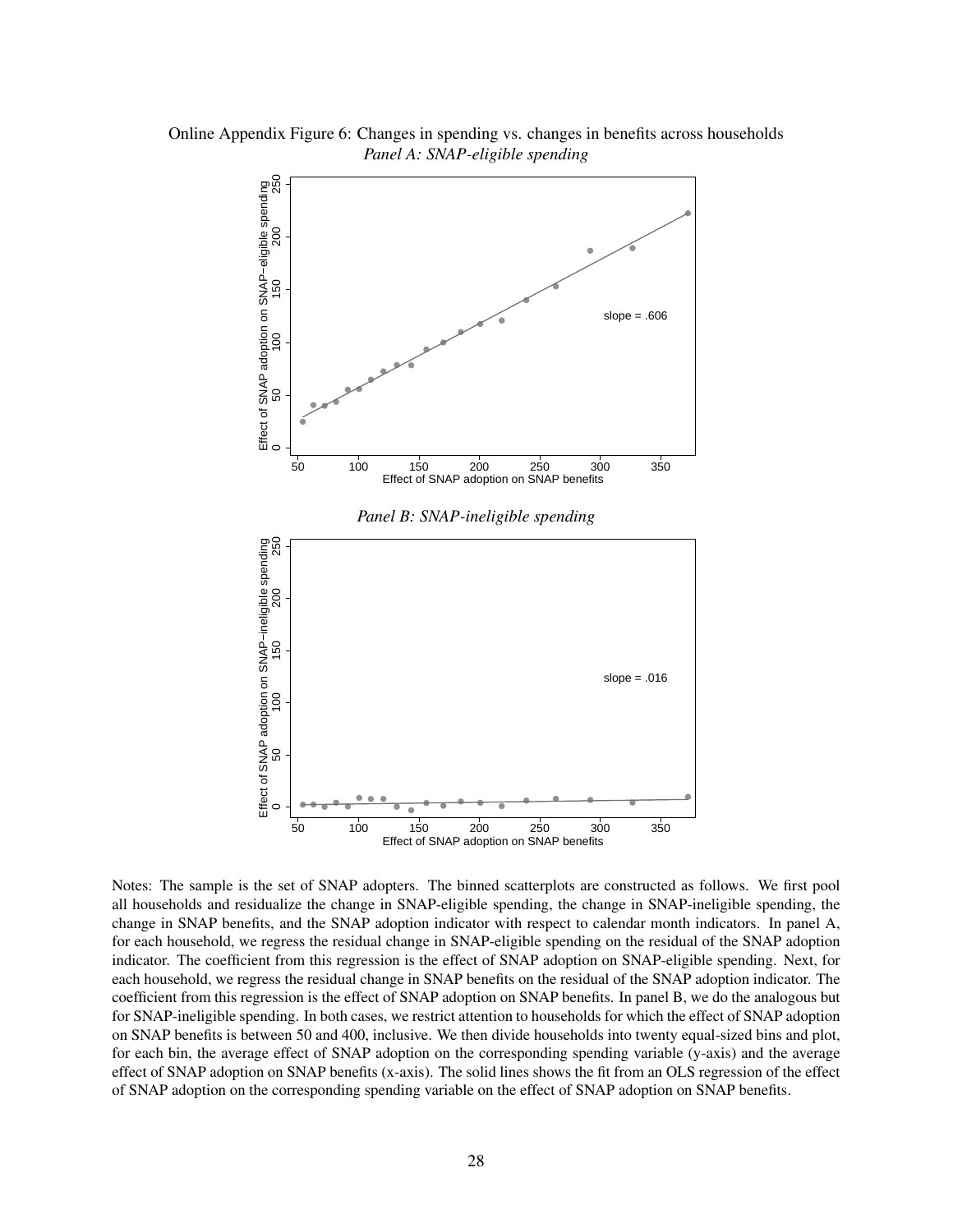Online Appendix Figure 6: Changes in spending vs. changes in benefits across households

*Panel A: SNAP-eligible spending*

*Panel B: SNAP-ineligible spending*

Notes: The sample is the set of SNAP adopters. The binned scatterplots are constructed as follows. We first pool all households and residualize the change in SNAP-eligible spending, the change in SNAP-ineligible spending, the change in SNAP benefits, and the SNAP adoption indicator with respect to calendar month indicators. In panel A, for each household, we regress the residual change in SNAP-eligible spending on the residual of the SNAP adoption indicator. The coefficient from this regression is the effect of SNAP adoption on SNAP-eligible spending. Next, for each household, we regress the residual change in SNAP benefits on the residual of the SNAP adoption indicator. The coefficient from this regression is the effect of SNAP adoption on SNAP benefits. In panel B, we do the analogous but for SNAP-ineligible spending. In both cases, we restrict attention to households for which the effect of SNAP adoption on SNAP benefits is between 50 and 400, inclusive. We then divide households into twenty equal-sized bins and plot, for each bin, the average effect of SNAP adoption on the corresponding spending variable (y-axis) and the average effect of SNAP adoption on SNAP benefits (x-axis). The solid lines shows the fit from an OLS regression of the effect of SNAP adoption on the corresponding spending variable on the effect of SNAP adoption on SNAP benefits.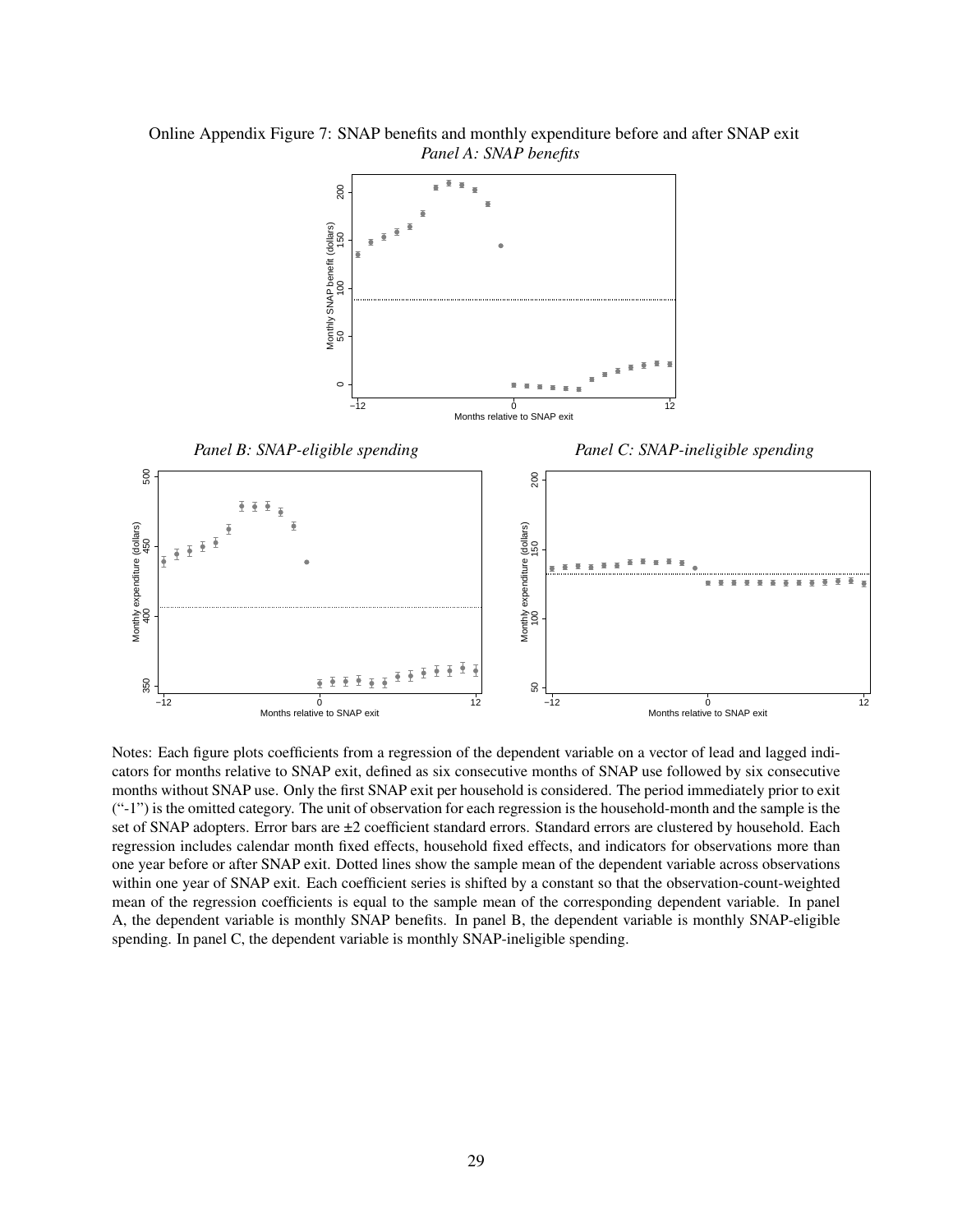Online Appendix Figure 7: SNAP benefits and monthly expenditure before and after SNAP exit

*Panel A: SNAP benefits*

*Panel B: SNAP-eligible spending*

*Panel C: SNAP-ineligible spending*

Notes: Each figure plots coefficients from a regression of the dependent variable on a vector of lead and lagged indicators for months relative to SNAP exit, defined as six consecutive months of SNAP use followed by six consecutive months without SNAP use. Only the first SNAP exit per household is considered. The period immediately prior to exit ("-1") is the omitted category. The unit of observation for each regression is the household-month and the sample is the set of SNAP adopters. Error bars are ±2 coefficient standard errors. Standard errors are clustered by household. Each regression includes calendar month fixed effects, household fixed effects, and indicators for observations more than one year before or after SNAP exit. Dotted lines show the sample mean of the dependent variable across observations within one year of SNAP exit. Each coefficient series is shifted by a constant so that the observation-count-weighted mean of the regression coefficients is equal to the sample mean of the corresponding dependent variable. In panel A, the dependent variable is monthly SNAP benefits. In panel B, the dependent variable is monthly SNAP-eligible spending. In panel C, the dependent variable is monthly SNAP-ineligible spending.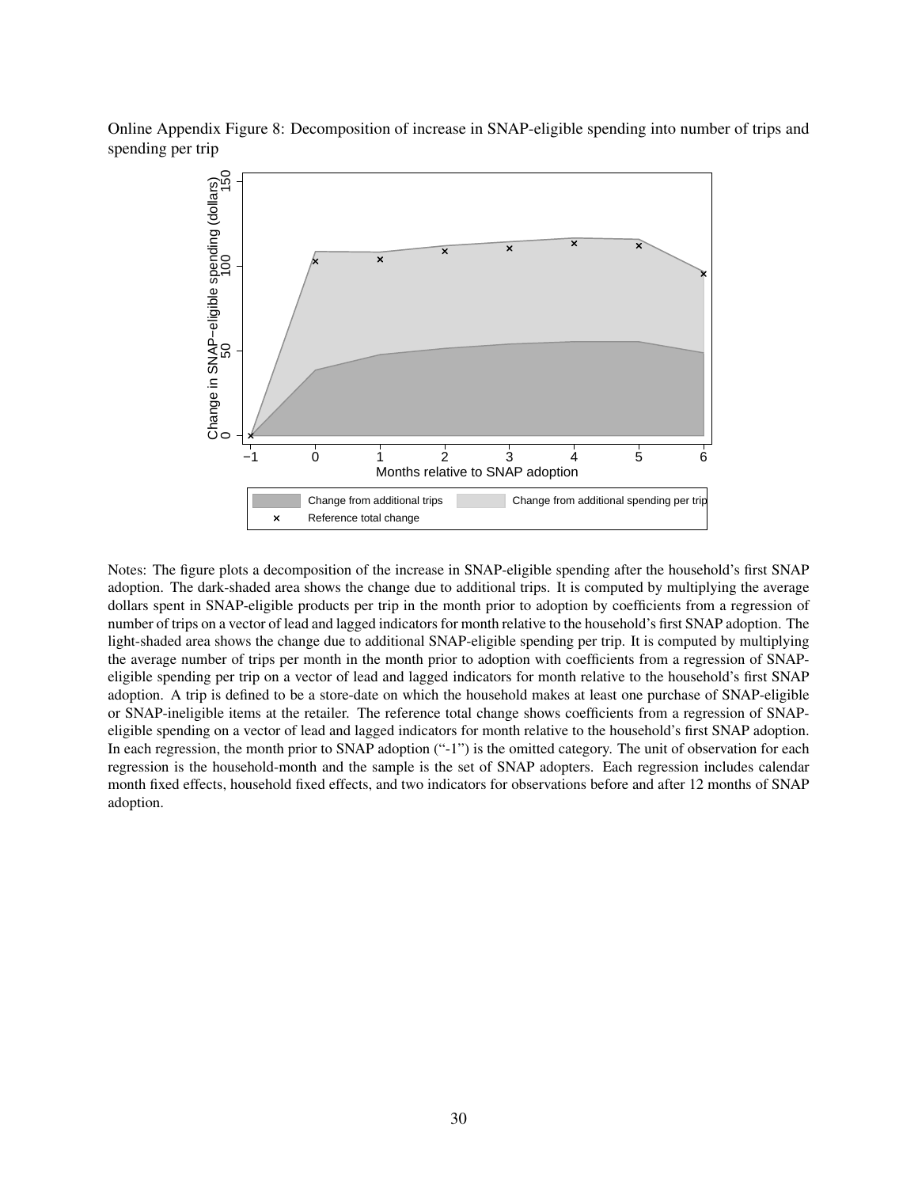Online Appendix Figure 8: Decomposition of increase in SNAP-eligible spending into number of trips and spending per trip

Notes: The figure plots a decomposition of the increase in SNAP-eligible spending after the household's first SNAP adoption. The dark-shaded area shows the change due to additional trips. It is computed by multiplying the average dollars spent in SNAP-eligible products per trip in the month prior to adoption by coefficients from a regression of number of trips on a vector of lead and lagged indicators for month relative to the household's first SNAP adoption. The light-shaded area shows the change due to additional SNAP-eligible spending per trip. It is computed by multiplying the average number of trips per month in the month prior to adoption with coefficients from a regression of SNAP-eligible spending per trip on a vector of lead and lagged indicators for month relative to the household's first SNAP adoption. A trip is defined to be a store-date on which the household makes at least one purchase of SNAP-eligible or SNAP-ineligible items at the retailer. The reference total change shows coefficients from a regression of SNAP-eligible spending on a vector of lead and lagged indicators for month relative to the household's first SNAP adoption. In each regression, the month prior to SNAP adoption ("-1") is the omitted category. The unit of observation for each regression is the household-month and the sample is the set of SNAP adopters. Each regression includes calendar month fixed effects, household fixed effects, and two indicators for observations before and after 12 months of SNAP adoption.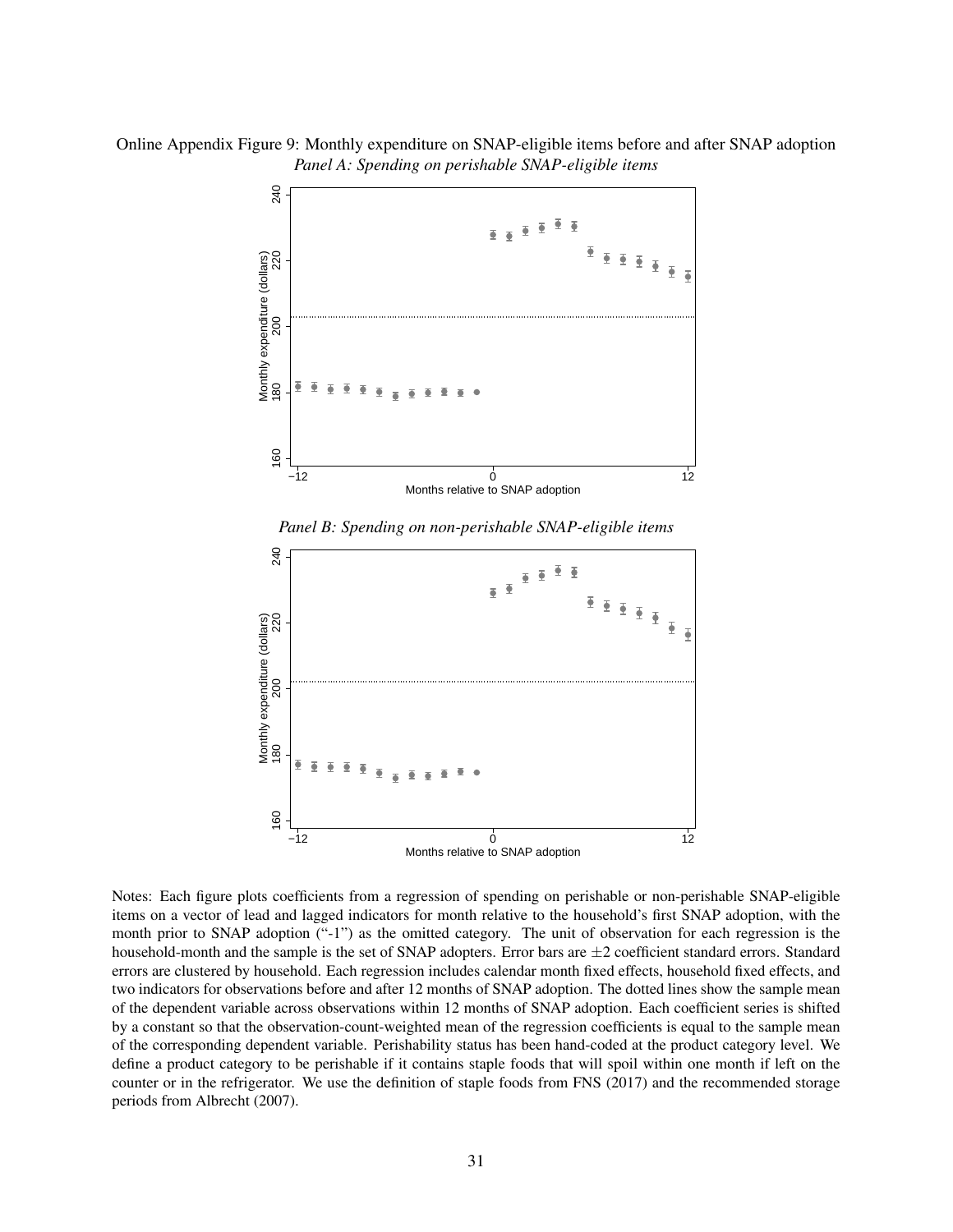Online Appendix Figure 9: Monthly expenditure on SNAP-eligible items before and after SNAP adoption

*Panel A: Spending on perishable SNAP-eligible items*

*Panel B: Spending on non-perishable SNAP-eligible items*

Notes: Each figure plots coefficients from a regression of spending on perishable or non-perishable SNAP-eligible items on a vector of lead and lagged indicators for month relative to the household's first SNAP adoption, with the month prior to SNAP adoption ("-1") as the omitted category. The unit of observation for each regression is the household-month and the sample is the set of SNAP adopters. Error bars are $\pm 2$ coefficient standard errors. Standard errors are clustered by household. Each regression includes calendar month fixed effects, household fixed effects, and two indicators for observations before and after 12 months of SNAP adoption. The dotted lines show the sample mean of the dependent variable across observations within 12 months of SNAP adoption. Each coefficient series is shifted by a constant so that the observation-count-weighted mean of the regression coefficients is equal to the sample mean of the corresponding dependent variable. Perishability status has been hand-coded at the product category level. We define a product category to be perishable if it contains staple foods that will spoil within one month if left on the counter or in the refrigerator. We use the definition of staple foods from FNS (2017) and the recommended storage periods from Albrecht (2007).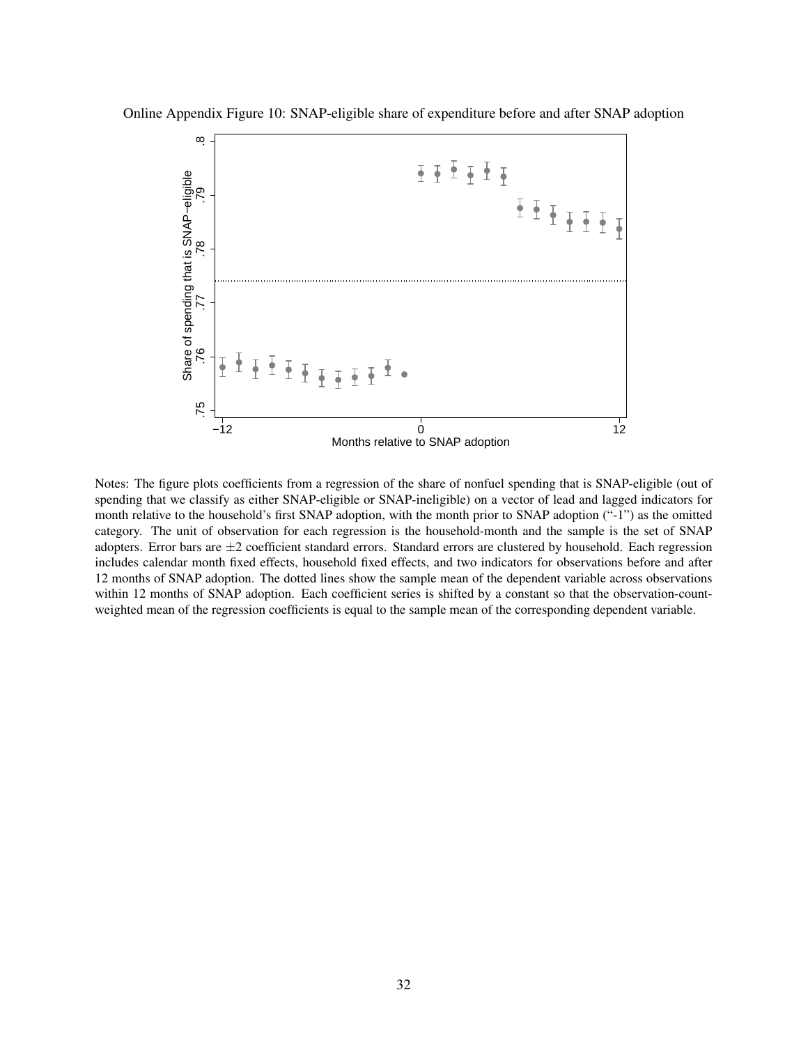Online Appendix Figure 10: SNAP-eligible share of expenditure before and after SNAP adoption

Notes: The figure plots coefficients from a regression of the share of nonfuel spending that is SNAP-eligible (out of spending that we classify as either SNAP-eligible or SNAP-ineligible) on a vector of lead and lagged indicators for month relative to the household's first SNAP adoption, with the month prior to SNAP adoption ("-1") as the omitted category. The unit of observation for each regression is the household-month and the sample is the set of SNAP adopters. Error bars are $\pm 2$ coefficient standard errors. Standard errors are clustered by household. Each regression includes calendar month fixed effects, household fixed effects, and two indicators for observations before and after 12 months of SNAP adoption. The dotted lines show the sample mean of the dependent variable across observations within 12 months of SNAP adoption. Each coefficient series is shifted by a constant so that the observation-count-weighted mean of the regression coefficients is equal to the sample mean of the corresponding dependent variable.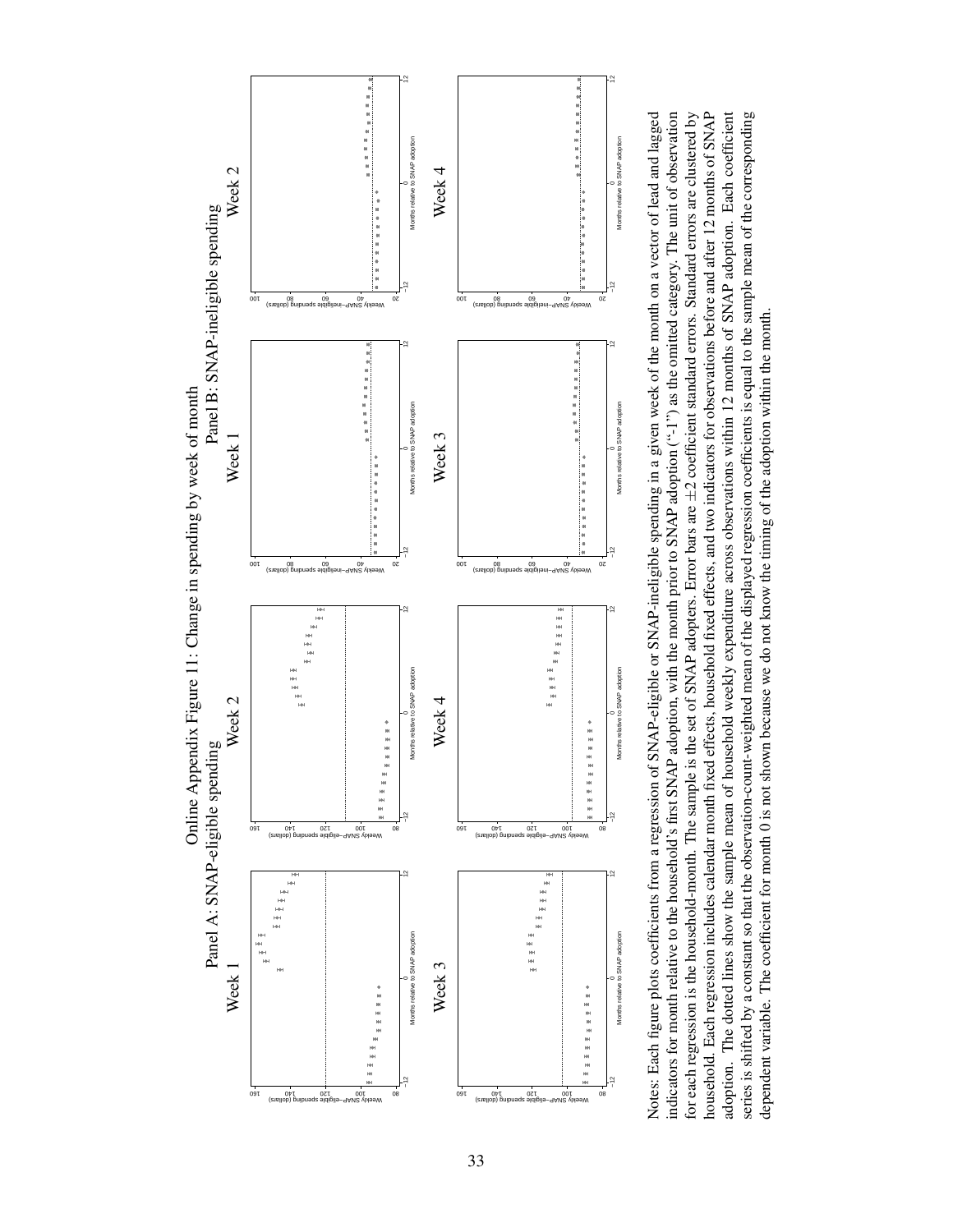# Online Appendix Figure 11: Change in spending by week of month

## Panel A: SNAP-eligible spending

Week 1

Week 2

Week 3

Week 4

## Panel B: SNAP-ineligible spending

Week 1

Week 2

Week 3

Week 4

Notes: Each figure plots coefficients from a regression of SNAP-eligible or SNAP-ineligible spending in a given week of the month on a vector of lead and lagged indicators for month relative to the household's first SNAP adoption, with the month prior to SNAP adoption ("-1") as the omitted category. The unit of observation for each regression is the household-month. The sample is the set of SNAP adopters. Error bars are $\pm 2$ coefficient standard errors. Standard errors are clustered by household. Each regression includes calendar month fixed effects, household fixed effects, and two indicators for observations before and after 12 months of SNAP adoption. The dotted lines show the sample mean of household weekly expenditure across observations within 12 months of SNAP adoption. Each coefficient series is shifted by a constant so that the observation-count-weighted mean of the displayed regression coefficients is equal to the sample mean of the corresponding dependent variable. The coefficient for month 0 is not shown because we do not know the timing of the adoption within the month.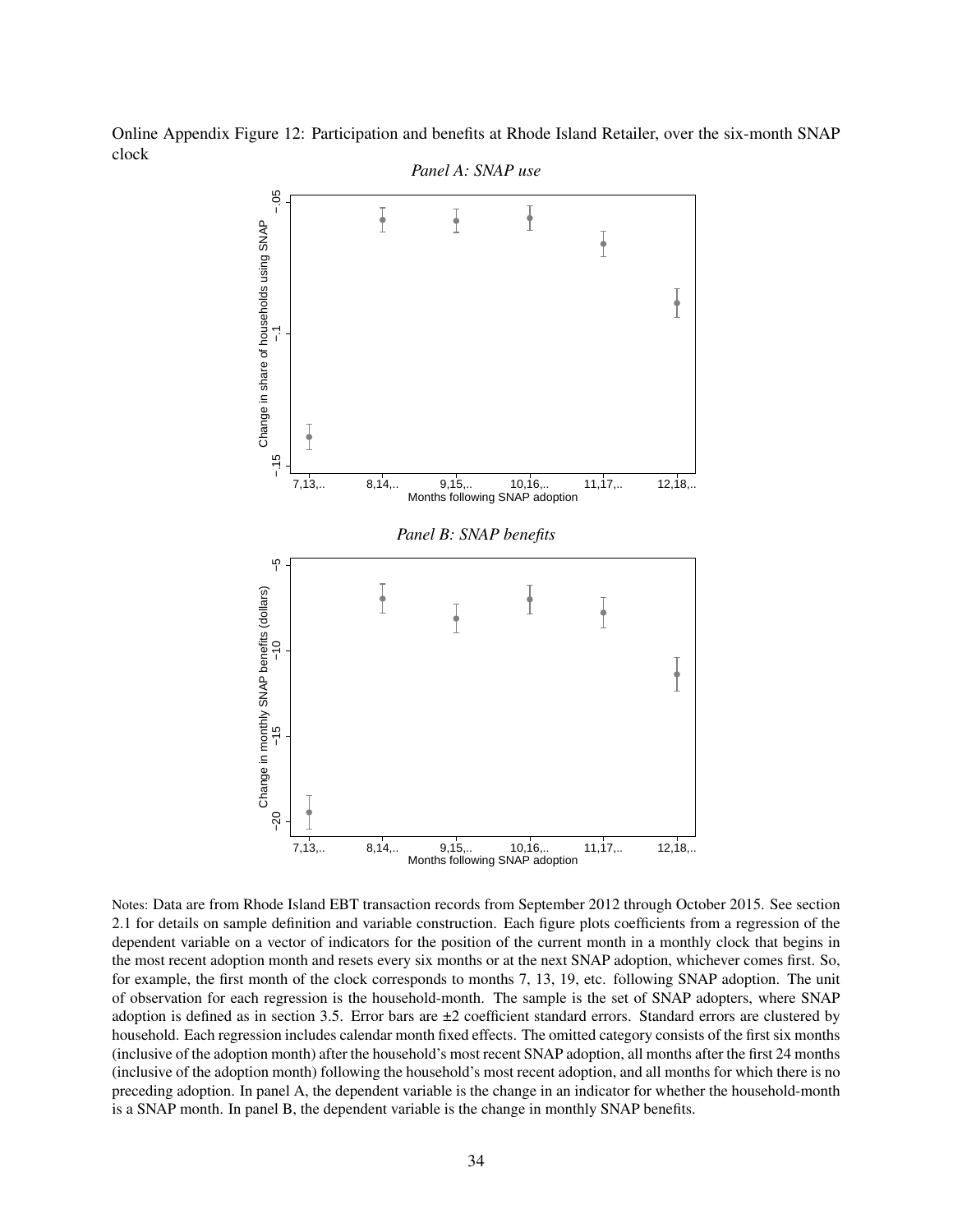Online Appendix Figure 12: Participation and benefits at Rhode Island Retailer, over the six-month SNAP clock

*Panel A: SNAP use*

*Panel B: SNAP benefits*

Notes: Data are from Rhode Island EBT transaction records from September 2012 through October 2015. See section 2.1 for details on sample definition and variable construction. Each figure plots coefficients from a regression of the dependent variable on a vector of indicators for the position of the current month in a monthly clock that begins in the most recent adoption month and resets every six months or at the next SNAP adoption, whichever comes first. So, for example, the first month of the clock corresponds to months 7, 13, 19, etc. following SNAP adoption. The unit of observation for each regression is the household-month. The sample is the set of SNAP adopters, where SNAP adoption is defined as in section 3.5. Error bars are ±2 coefficient standard errors. Standard errors are clustered by household. Each regression includes calendar month fixed effects. The omitted category consists of the first six months (inclusive of the adoption month) after the household's most recent SNAP adoption, all months after the first 24 months (inclusive of the adoption month) following the household's most recent adoption, and all months for which there is no preceding adoption. In panel A, the dependent variable is the change in an indicator for whether the household-month is a SNAP month. In panel B, the dependent variable is the change in monthly SNAP benefits.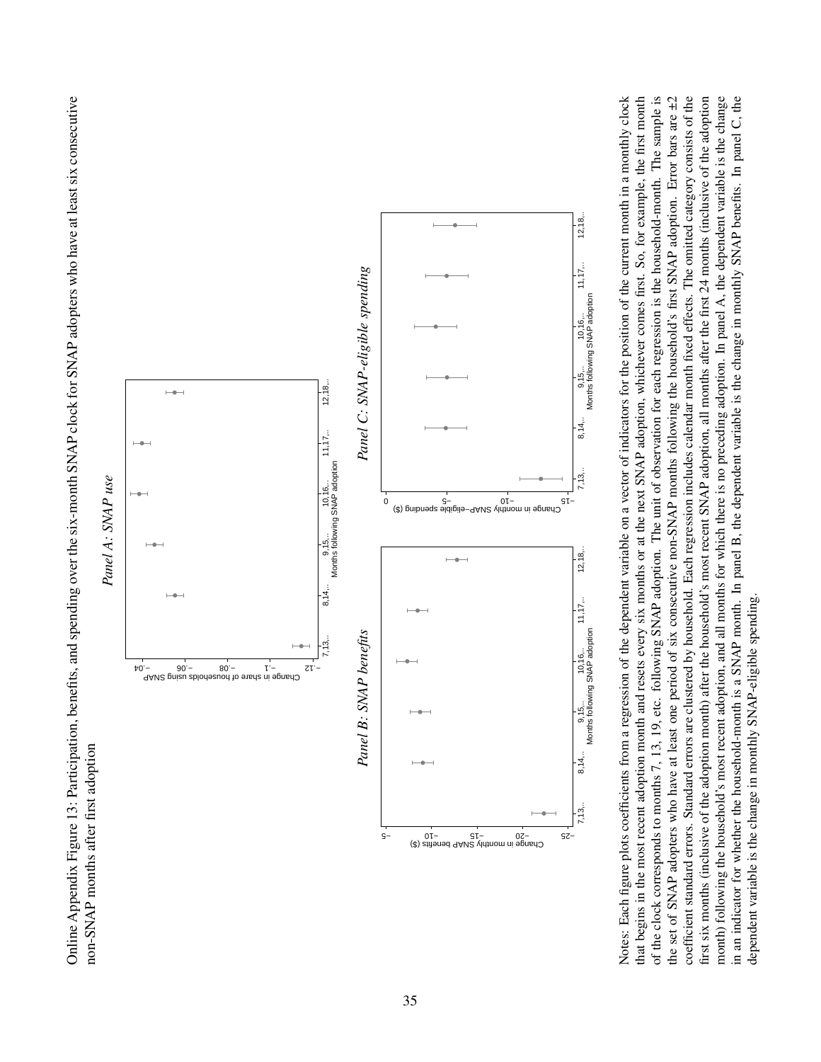Online Appendix Figure 13: Participation, benefits, and spending over the six-month SNAP clock for SNAP adopters who have at least six consecutive non-SNAP months after first adoption

*Panel A: SNAP use*

*Panel B: SNAP benefits*

*Panel C: SNAP-eligible spending*

Notes: Each figure plots coefficients from a regression of the dependent variable on a vector of indicators for the position of the current month in a monthly clock that begins in the most recent adoption month and resets every six months or at the next SNAP adoption, whichever comes first. So, for example, the first month of the clock corresponds to months 7, 13, 19, etc. following SNAP adoption. The unit of observation for each regression is the household-month. The sample is the set of SNAP adopters who have at least one period of six consecutive non-SNAP months following the household's first SNAP adoption. Error bars are ±2 coefficient standard errors. Standard errors are clustered by household. Each regression includes calendar month fixed effects. The omitted category consists of the first six months (inclusive of the adoption month) after the household's most recent SNAP adoption, all months after the first 24 months (inclusive of the adoption month) following the household's most recent adoption, and all months for which there is no preceding adoption. In panel A, the dependent variable is the change in an indicator for whether the household-month is a SNAP month. In panel B, the dependent variable is the change in monthly SNAP benefits. In panel C, the dependent variable is the change in monthly SNAP-eligible spending.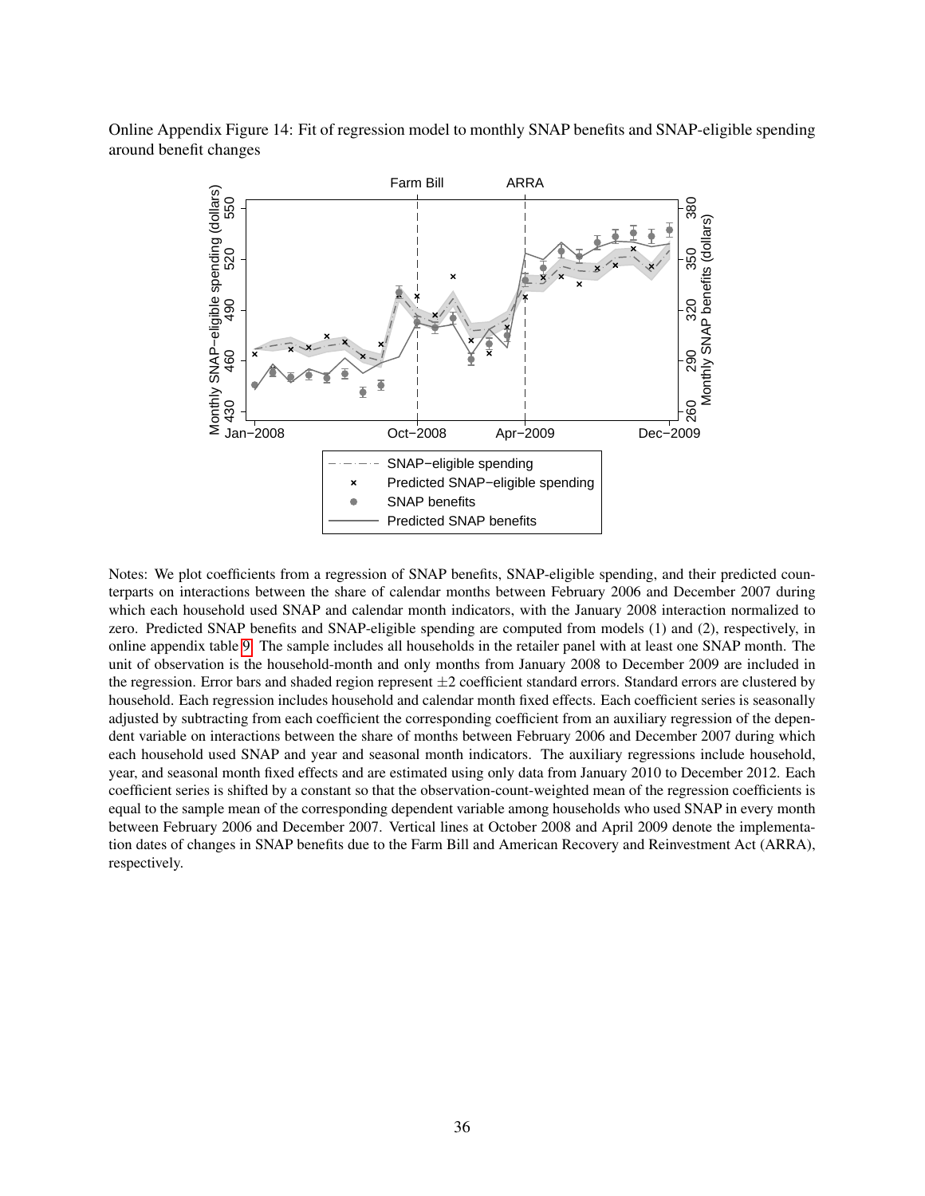Online Appendix Figure 14: Fit of regression model to monthly SNAP benefits and SNAP-eligible spending around benefit changes

Notes: We plot coefficients from a regression of SNAP benefits, SNAP-eligible spending, and their predicted counterparts on interactions between the share of calendar months between February 2006 and December 2007 during which each household used SNAP and calendar month indicators, with the January 2008 interaction normalized to zero. Predicted SNAP benefits and SNAP-eligible spending are computed from models (1) and (2), respectively, in online appendix table 9. The sample includes all households in the retailer panel with at least one SNAP month. The unit of observation is the household-month and only months from January 2008 to December 2009 are included in the regression. Error bars and shaded region represent $\pm 2$ coefficient standard errors. Standard errors are clustered by household. Each regression includes household and calendar month fixed effects. Each coefficient series is seasonally adjusted by subtracting from each coefficient the corresponding coefficient from an auxiliary regression of the dependent variable on interactions between the share of months between February 2006 and December 2007 during which each household used SNAP and year and seasonal month indicators. The auxiliary regressions include household, year, and seasonal month fixed effects and are estimated using only data from January 2010 to December 2012. Each coefficient series is shifted by a constant so that the observation-count-weighted mean of the regression coefficients is equal to the sample mean of the corresponding dependent variable among households who used SNAP in every month between February 2006 and December 2007. Vertical lines at October 2008 and April 2009 denote the implementation dates of changes in SNAP benefits due to the Farm Bill and American Recovery and Reinvestment Act (ARRA), respectively.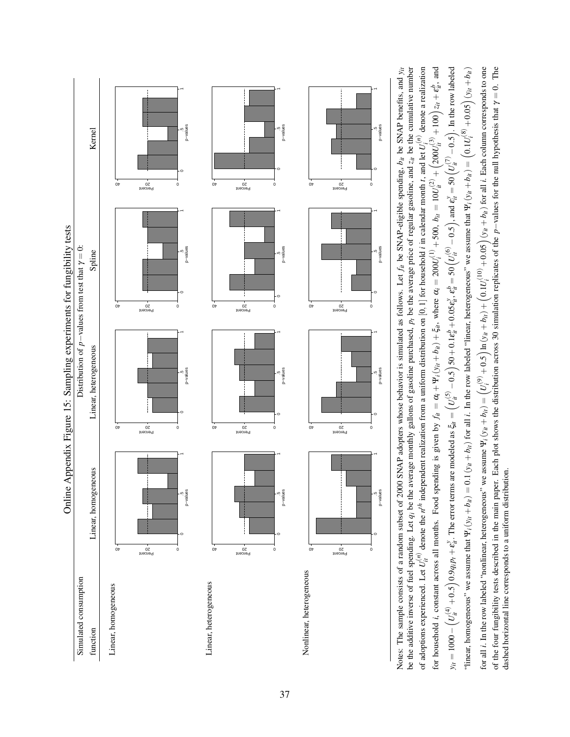# Online Appendix Figure 15: Sampling experiments for fungibility tests

| Simulated consumption function | Distribution of $p-$values from test that $\gamma = 0$: | | | |
|---|---|---|---|---|
| | Linear, homogeneous | Linear, heterogeneous | Spline | Kernel |
| Linear, homogeneous | | | | |
| Linear, heterogeneous | | | | |
| Nonlinear, heterogeneous | | | | |

Notes: The sample consists of a random subset of 2000 SNAP adopters whose behavior is simulated as follows. Let $f_{it}$ be SNAP-eligible spending, $b_{it}$ be SNAP benefits, and $y_{it}$ be the additive inverse of fuel spending. Let $q_i$ be the average monthly gallons of gasoline purchased, $p_t$ be the average price of regular gasoline, and $z_{it}$ be the cumulative number of adoptions experienced. Let $U_{it}^{(n)}$ denote the $n^{th}$ independent realization from a uniform distribution on $[0,1]$ for household $i$ in calendar month $t$, and let $U_i^{(n)}$ denote a realization for household $i$, constant across all months. Food spending is given by $f_{it} = \alpha_i + \Psi_i(y_{it} + b_{it}) + \xi_{it}$, where $\alpha_i = 200U_i^{(1)} + 500$, $b_{it} = 10U_{it}^{(2)} + \left(200U_{it}^{(3)} + 100\right)z_{it} + \varepsilon_{it}^{b}$, and $y_{it} = 1000 - \left(U_{it}^{(4)} + 0.5\right)0.9q_i p_t + \varepsilon_{it}^{y}$. The error terms are modeled as $\xi_{it} = \left(U_{it}^{(5)} - 0.5\right)50 + 0.1\varepsilon_{it}^{b} + 0.05\varepsilon_{it}^{y}$, $\varepsilon_{it}^{b} = 50\left(U_{it}^{(6)} - 0.5\right)$, and $\varepsilon_{it}^{y} = 50\left(U_{it}^{(7)} - 0.5\right)$. In the row labeled "linear, homogeneous" we assume that $\Psi_i(y_{it} + b_{it}) = 0.1(y_{it} + b_{it})$ for all $i$. In the row labeled "linear, heterogeneous" we assume that $\Psi_i(y_{it} + b_{it}) = \left(0.1U_i^{(8)} + 0.05\right)(y_{it} + b_{it})$ for all $i$. In the row labeled "nonlinear, heterogeneous" we assume $\Psi_i(y_{it} + b_{it}) = \left(U_i^{(9)} + 0.5\right)\ln(y_{it} + b_{it}) + \left(0.1U_i^{(10)} + 0.05\right)(y_{it} + b_{it})$ for all $i$. Each column corresponds to one of the four fungibility tests described in the main paper. Each plot shows the distribution across 30 simulation replicates of the $p-$values for the null hypothesis that $\gamma = 0$. The dashed horizontal line corresponds to a uniform distribution.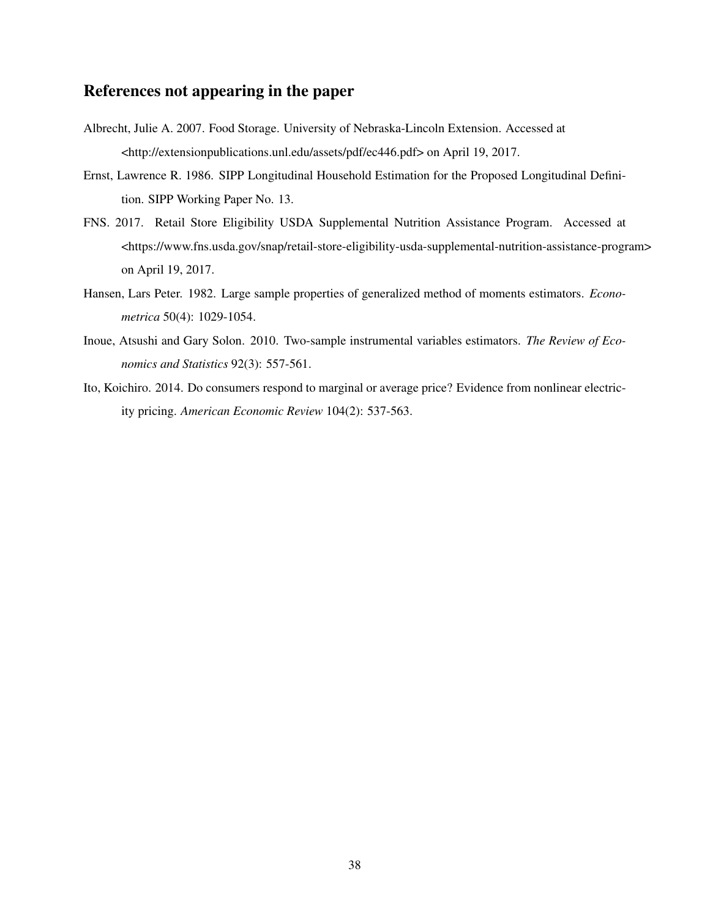## References not appearing in the paper

Albrecht, Julie A. 2007. Food Storage. University of Nebraska-Lincoln Extension. Accessed at <http://extensionpublications.unl.edu/assets/pdf/ec446.pdf> on April 19, 2017.

Ernst, Lawrence R. 1986. SIPP Longitudinal Household Estimation for the Proposed Longitudinal Definition. SIPP Working Paper No. 13.

FNS. 2017. Retail Store Eligibility USDA Supplemental Nutrition Assistance Program. Accessed at <https://www.fns.usda.gov/snap/retail-store-eligibility-usda-supplemental-nutrition-assistance-program> on April 19, 2017.

Hansen, Lars Peter. 1982. Large sample properties of generalized method of moments estimators. *Econometrica* 50(4): 1029-1054.

Inoue, Atsushi and Gary Solon. 2010. Two-sample instrumental variables estimators. *The Review of Economics and Statistics* 92(3): 557-561.

Ito, Koichiro. 2014. Do consumers respond to marginal or average price? Evidence from nonlinear electricity pricing. *American Economic Review* 104(2): 537-563.